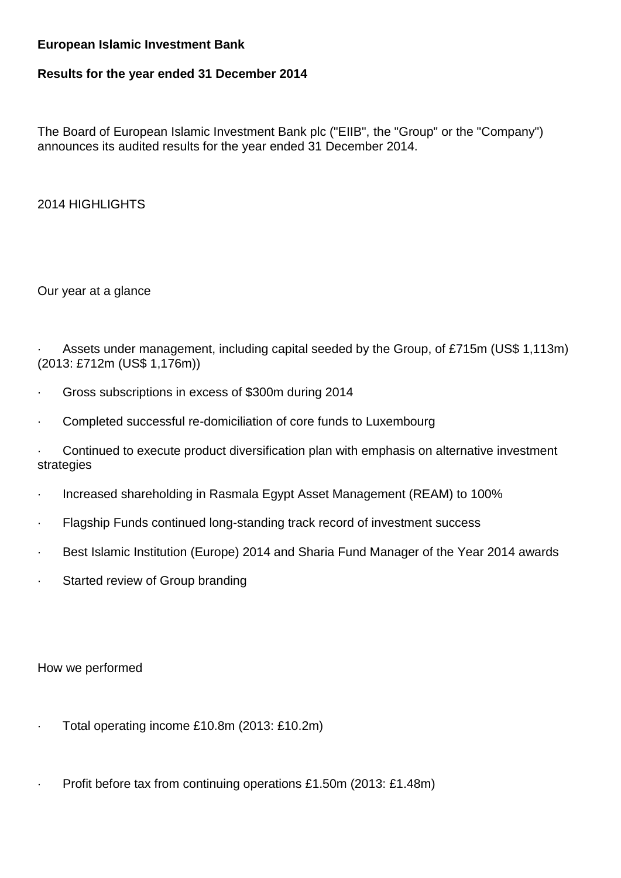**European Islamic Investment Bank**

**Results for the year ended 31 December 2014**

The Board of European Islamic Investment Bank plc ("EIIB", the "Group" or the "Company") announces its audited results for the year ended 31 December 2014.

2014 HIGHLIGHTS

Our year at a glance

- Assets under management, including capital seeded by the Group, of £715m (US$ 1,113m) (2013: £712m (US$ 1,176m))
- Gross subscriptions in excess of $300m during 2014
- Completed successful re-domiciliation of core funds to Luxembourg
- Continued to execute product diversification plan with emphasis on alternative investment strategies
- Increased shareholding in Rasmala Egypt Asset Management (REAM) to 100%
- Flagship Funds continued long-standing track record of investment success
- Best Islamic Institution (Europe) 2014 and Sharia Fund Manager of the Year 2014 awards
- Started review of Group branding

How we performed

- Total operating income £10.8m (2013: £10.2m)
- Profit before tax from continuing operations £1.50m (2013: £1.48m)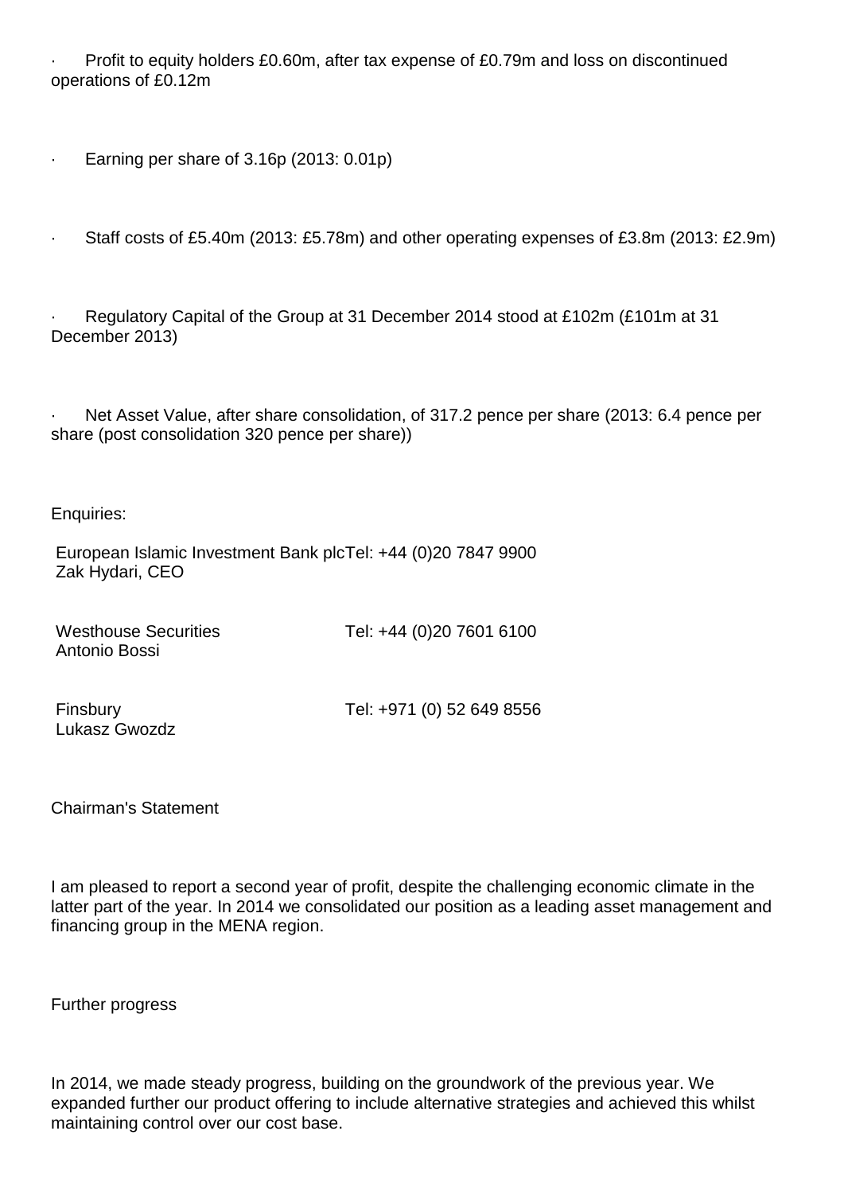- Profit to equity holders £0.60m, after tax expense of £0.79m and loss on discontinued operations of £0.12m

- Earning per share of 3.16p (2013: 0.01p)

- Staff costs of £5.40m (2013: £5.78m) and other operating expenses of £3.8m (2013: £2.9m)

- Regulatory Capital of the Group at 31 December 2014 stood at £102m (£101m at 31 December 2013)

- Net Asset Value, after share consolidation, of 317.2 pence per share (2013: 6.4 pence per share (post consolidation 320 pence per share))

Enquiries:

| | |
|---|---|
| European Islamic Investment Bank plc<br>Zak Hydari, CEO | Tel: +44 (0)20 7847 9900 |
| Westhouse Securities<br>Antonio Bossi | Tel: +44 (0)20 7601 6100 |
| Finsbury<br>Lukasz Gwozdz | Tel: +971 (0) 52 649 8556 |

## Chairman's Statement

I am pleased to report a second year of profit, despite the challenging economic climate in the latter part of the year. In 2014 we consolidated our position as a leading asset management and financing group in the MENA region.

### Further progress

In 2014, we made steady progress, building on the groundwork of the previous year. We expanded further our product offering to include alternative strategies and achieved this whilst maintaining control over our cost base.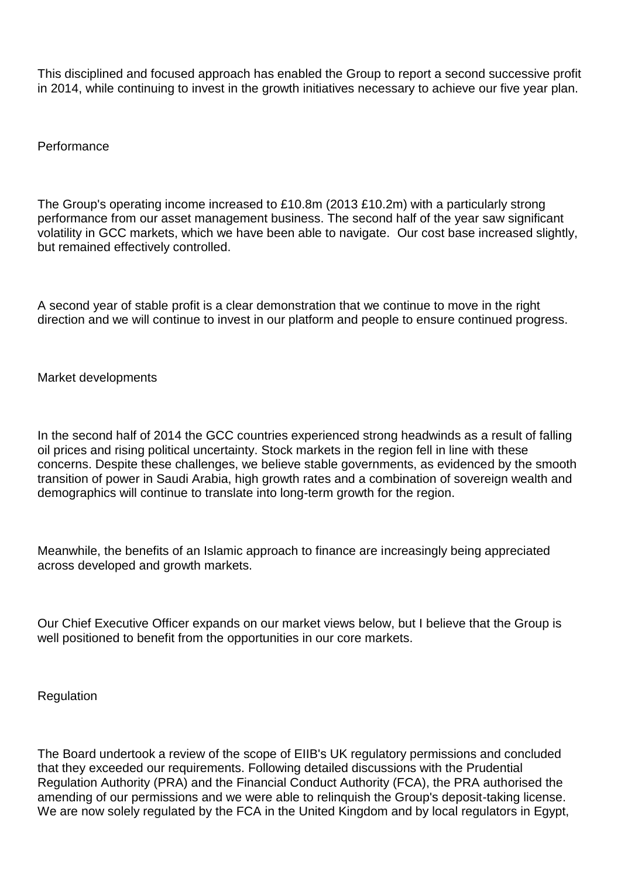This disciplined and focused approach has enabled the Group to report a second successive profit in 2014, while continuing to invest in the growth initiatives necessary to achieve our five year plan.

## Performance

The Group's operating income increased to £10.8m (2013 £10.2m) with a particularly strong performance from our asset management business. The second half of the year saw significant volatility in GCC markets, which we have been able to navigate. Our cost base increased slightly, but remained effectively controlled.

A second year of stable profit is a clear demonstration that we continue to move in the right direction and we will continue to invest in our platform and people to ensure continued progress.

## Market developments

In the second half of 2014 the GCC countries experienced strong headwinds as a result of falling oil prices and rising political uncertainty. Stock markets in the region fell in line with these concerns. Despite these challenges, we believe stable governments, as evidenced by the smooth transition of power in Saudi Arabia, high growth rates and a combination of sovereign wealth and demographics will continue to translate into long-term growth for the region.

Meanwhile, the benefits of an Islamic approach to finance are increasingly being appreciated across developed and growth markets.

Our Chief Executive Officer expands on our market views below, but I believe that the Group is well positioned to benefit from the opportunities in our core markets.

## Regulation

The Board undertook a review of the scope of EIIB's UK regulatory permissions and concluded that they exceeded our requirements. Following detailed discussions with the Prudential Regulation Authority (PRA) and the Financial Conduct Authority (FCA), the PRA authorised the amending of our permissions and we were able to relinquish the Group's deposit-taking license. We are now solely regulated by the FCA in the United Kingdom and by local regulators in Egypt,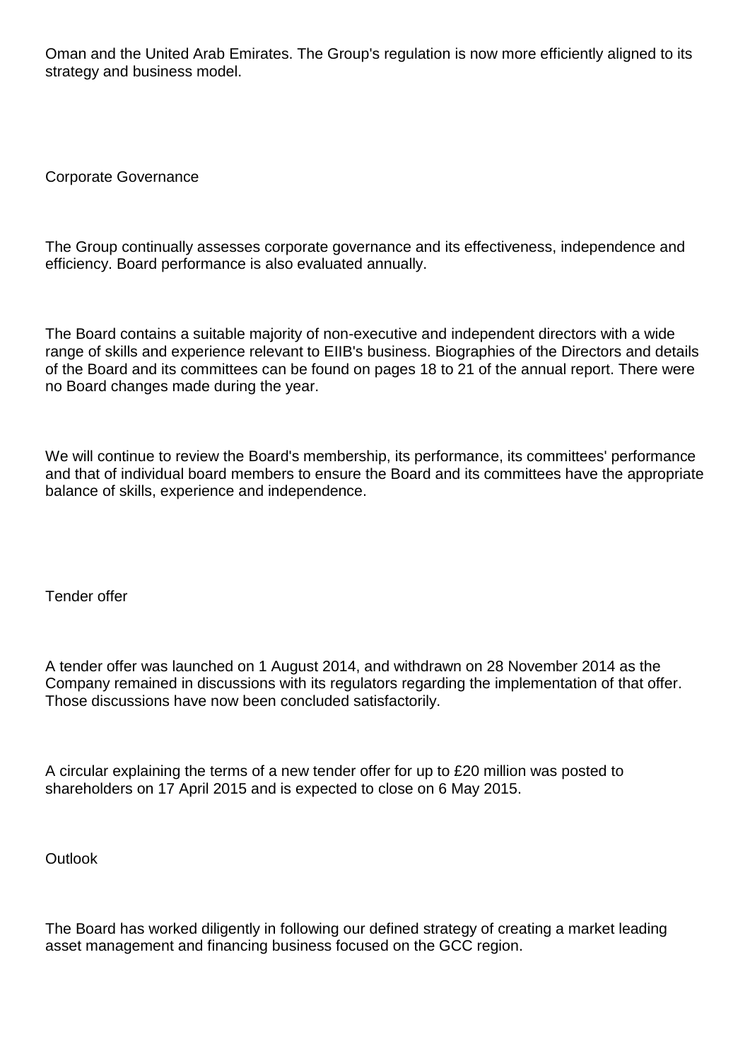Oman and the United Arab Emirates. The Group's regulation is now more efficiently aligned to its strategy and business model.

## Corporate Governance

The Group continually assesses corporate governance and its effectiveness, independence and efficiency. Board performance is also evaluated annually.

The Board contains a suitable majority of non-executive and independent directors with a wide range of skills and experience relevant to EIIB's business. Biographies of the Directors and details of the Board and its committees can be found on pages 18 to 21 of the annual report. There were no Board changes made during the year.

We will continue to review the Board's membership, its performance, its committees' performance and that of individual board members to ensure the Board and its committees have the appropriate balance of skills, experience and independence.

## Tender offer

A tender offer was launched on 1 August 2014, and withdrawn on 28 November 2014 as the Company remained in discussions with its regulators regarding the implementation of that offer. Those discussions have now been concluded satisfactorily.

A circular explaining the terms of a new tender offer for up to £20 million was posted to shareholders on 17 April 2015 and is expected to close on 6 May 2015.

## Outlook

The Board has worked diligently in following our defined strategy of creating a market leading asset management and financing business focused on the GCC region.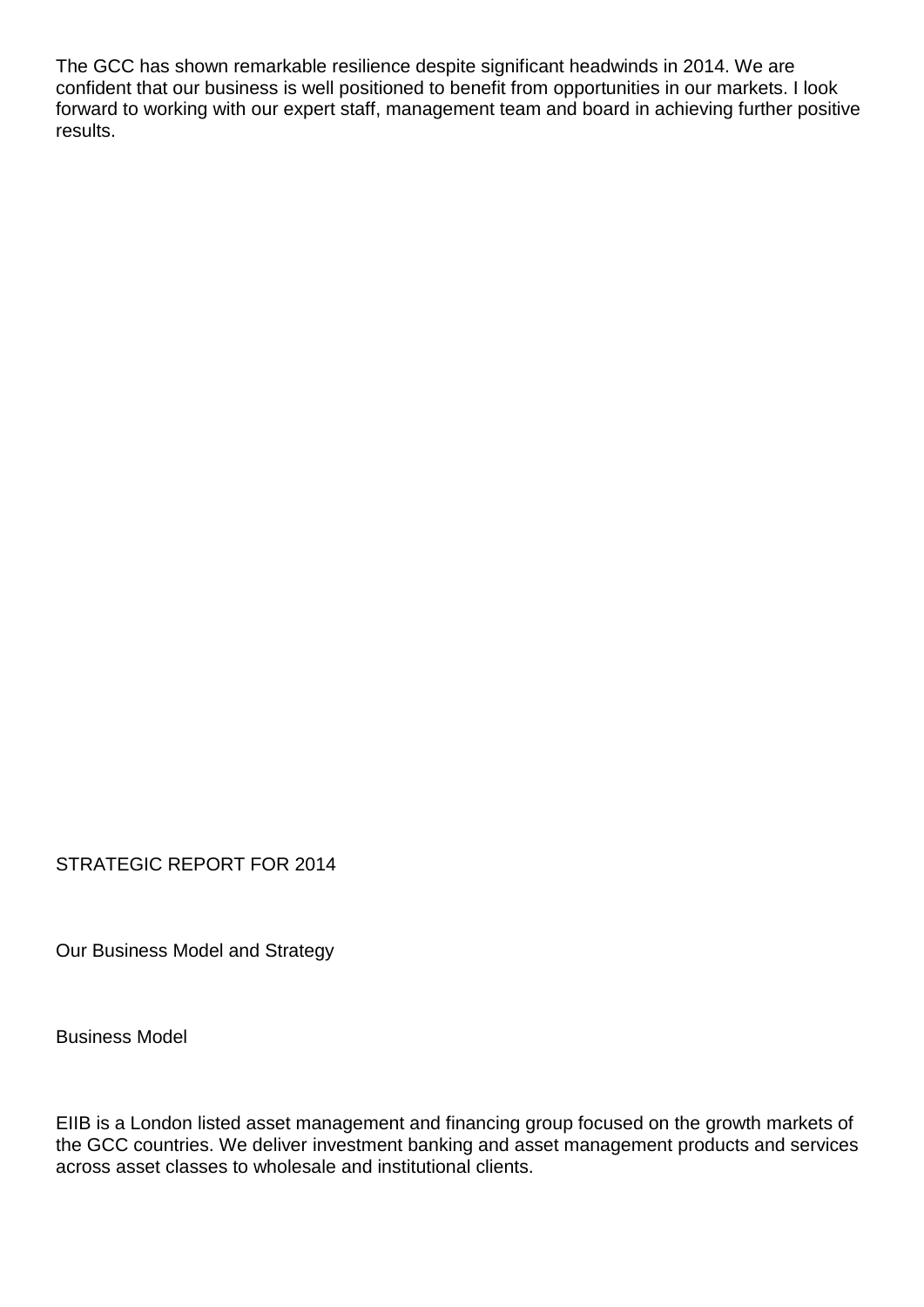The GCC has shown remarkable resilience despite significant headwinds in 2014. We are confident that our business is well positioned to benefit from opportunities in our markets. I look forward to working with our expert staff, management team and board in achieving further positive results.

## STRATEGIC REPORT FOR 2014

### Our Business Model and Strategy

#### Business Model

EIIB is a London listed asset management and financing group focused on the growth markets of the GCC countries. We deliver investment banking and asset management products and services across asset classes to wholesale and institutional clients.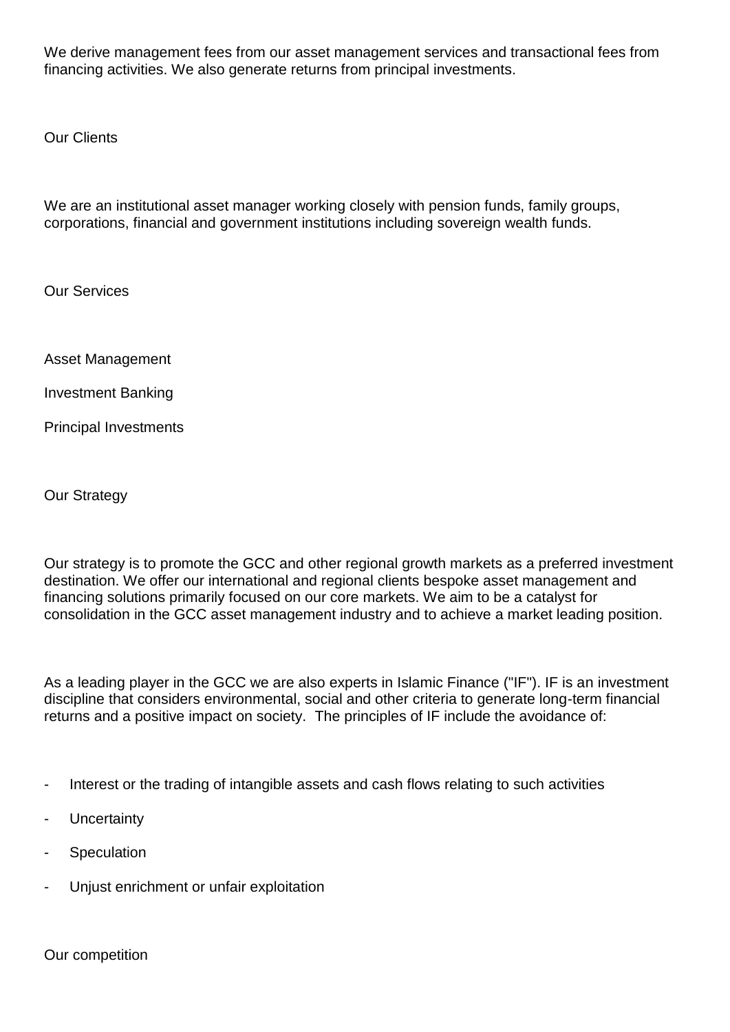We derive management fees from our asset management services and transactional fees from financing activities. We also generate returns from principal investments.

## Our Clients

We are an institutional asset manager working closely with pension funds, family groups, corporations, financial and government institutions including sovereign wealth funds.

## Our Services

Asset Management

Investment Banking

Principal Investments

## Our Strategy

Our strategy is to promote the GCC and other regional growth markets as a preferred investment destination. We offer our international and regional clients bespoke asset management and financing solutions primarily focused on our core markets. We aim to be a catalyst for consolidation in the GCC asset management industry and to achieve a market leading position.

As a leading player in the GCC we are also experts in Islamic Finance ("IF"). IF is an investment discipline that considers environmental, social and other criteria to generate long-term financial returns and a positive impact on society. The principles of IF include the avoidance of:

- Interest or the trading of intangible assets and cash flows relating to such activities
- Uncertainty
- Speculation
- Unjust enrichment or unfair exploitation

## Our competition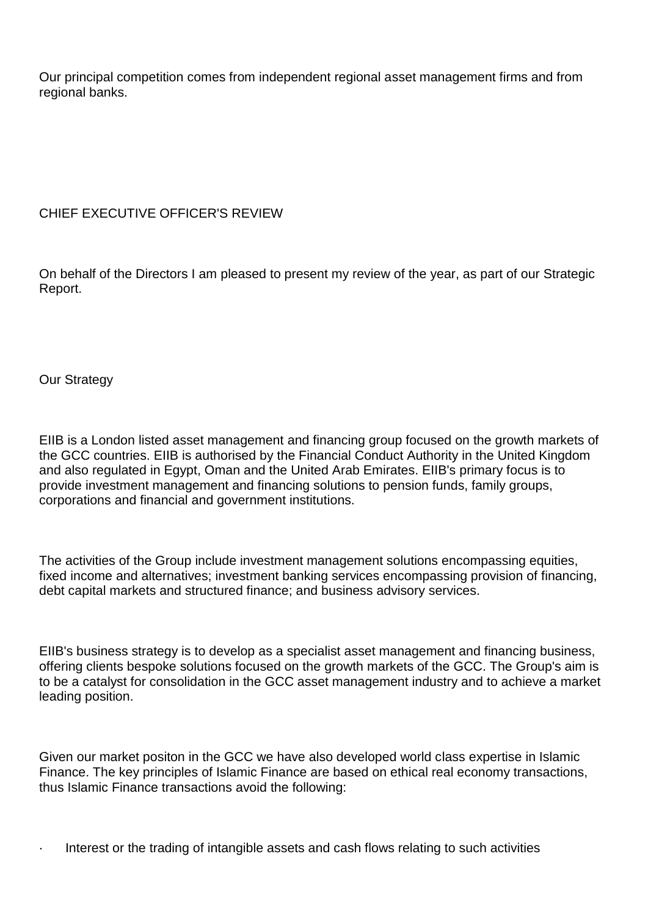Our principal competition comes from independent regional asset management firms and from regional banks.

## CHIEF EXECUTIVE OFFICER'S REVIEW

On behalf of the Directors I am pleased to present my review of the year, as part of our Strategic Report.

### Our Strategy

EIIB is a London listed asset management and financing group focused on the growth markets of the GCC countries. EIIB is authorised by the Financial Conduct Authority in the United Kingdom and also regulated in Egypt, Oman and the United Arab Emirates. EIIB's primary focus is to provide investment management and financing solutions to pension funds, family groups, corporations and financial and government institutions.

The activities of the Group include investment management solutions encompassing equities, fixed income and alternatives; investment banking services encompassing provision of financing, debt capital markets and structured finance; and business advisory services.

EIIB's business strategy is to develop as a specialist asset management and financing business, offering clients bespoke solutions focused on the growth markets of the GCC. The Group's aim is to be a catalyst for consolidation in the GCC asset management industry and to achieve a market leading position.

Given our market positon in the GCC we have also developed world class expertise in Islamic Finance. The key principles of Islamic Finance are based on ethical real economy transactions, thus Islamic Finance transactions avoid the following:

- Interest or the trading of intangible assets and cash flows relating to such activities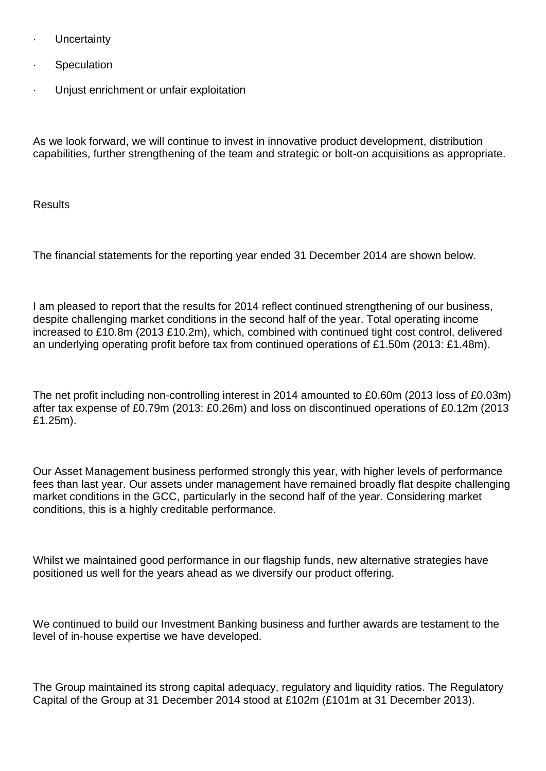- Uncertainty
- Speculation
- Unjust enrichment or unfair exploitation

As we look forward, we will continue to invest in innovative product development, distribution capabilities, further strengthening of the team and strategic or bolt-on acquisitions as appropriate.

Results

The financial statements for the reporting year ended 31 December 2014 are shown below.

I am pleased to report that the results for 2014 reflect continued strengthening of our business, despite challenging market conditions in the second half of the year. Total operating income increased to £10.8m (2013 £10.2m), which, combined with continued tight cost control, delivered an underlying operating profit before tax from continued operations of £1.50m (2013: £1.48m).

The net profit including non-controlling interest in 2014 amounted to £0.60m (2013 loss of £0.03m) after tax expense of £0.79m (2013: £0.26m) and loss on discontinued operations of £0.12m (2013 £1.25m).

Our Asset Management business performed strongly this year, with higher levels of performance fees than last year. Our assets under management have remained broadly flat despite challenging market conditions in the GCC, particularly in the second half of the year. Considering market conditions, this is a highly creditable performance.

Whilst we maintained good performance in our flagship funds, new alternative strategies have positioned us well for the years ahead as we diversify our product offering.

We continued to build our Investment Banking business and further awards are testament to the level of in-house expertise we have developed.

The Group maintained its strong capital adequacy, regulatory and liquidity ratios. The Regulatory Capital of the Group at 31 December 2014 stood at £102m (£101m at 31 December 2013).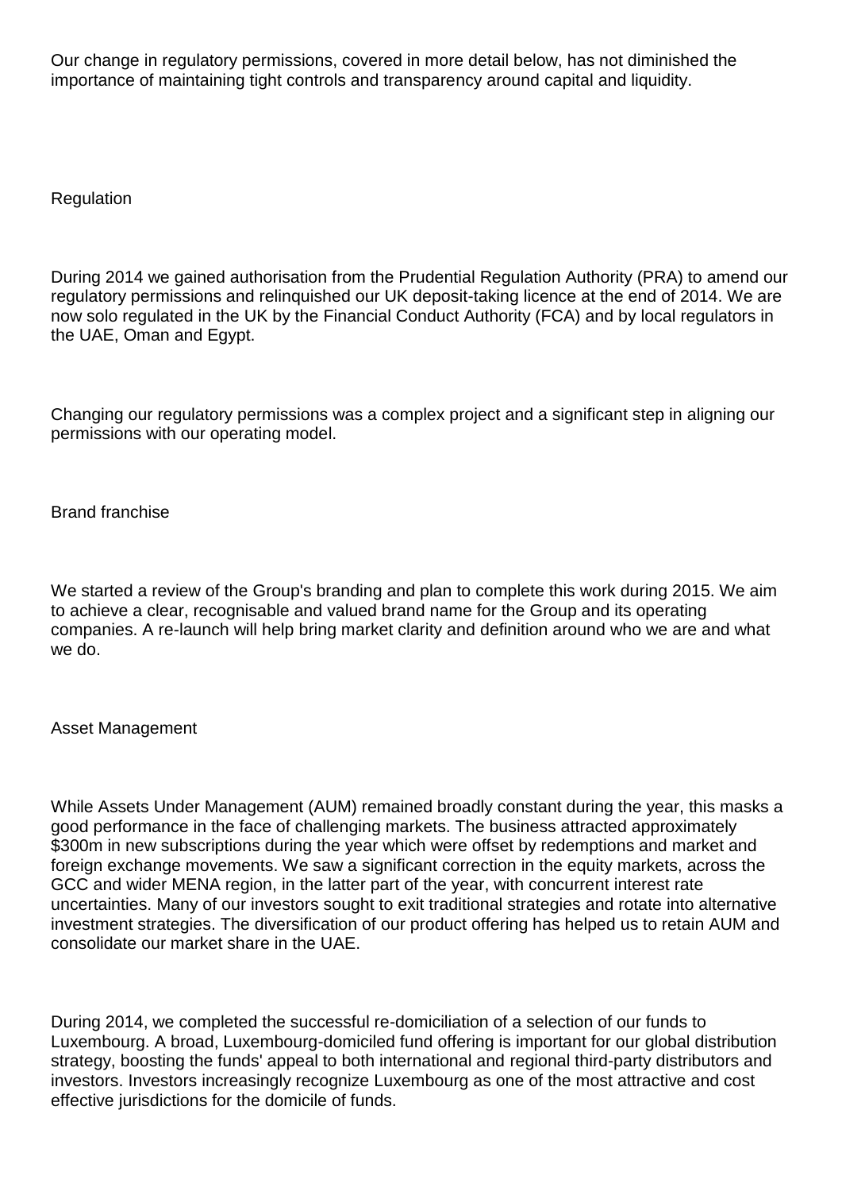Our change in regulatory permissions, covered in more detail below, has not diminished the importance of maintaining tight controls and transparency around capital and liquidity.

## Regulation

During 2014 we gained authorisation from the Prudential Regulation Authority (PRA) to amend our regulatory permissions and relinquished our UK deposit-taking licence at the end of 2014. We are now solo regulated in the UK by the Financial Conduct Authority (FCA) and by local regulators in the UAE, Oman and Egypt.

Changing our regulatory permissions was a complex project and a significant step in aligning our permissions with our operating model.

## Brand franchise

We started a review of the Group's branding and plan to complete this work during 2015. We aim to achieve a clear, recognisable and valued brand name for the Group and its operating companies. A re-launch will help bring market clarity and definition around who we are and what we do.

## Asset Management

While Assets Under Management (AUM) remained broadly constant during the year, this masks a good performance in the face of challenging markets. The business attracted approximately $300m in new subscriptions during the year which were offset by redemptions and market and foreign exchange movements. We saw a significant correction in the equity markets, across the GCC and wider MENA region, in the latter part of the year, with concurrent interest rate uncertainties. Many of our investors sought to exit traditional strategies and rotate into alternative investment strategies. The diversification of our product offering has helped us to retain AUM and consolidate our market share in the UAE.

During 2014, we completed the successful re-domiciliation of a selection of our funds to Luxembourg. A broad, Luxembourg-domiciled fund offering is important for our global distribution strategy, boosting the funds' appeal to both international and regional third-party distributors and investors. Investors increasingly recognize Luxembourg as one of the most attractive and cost effective jurisdictions for the domicile of funds.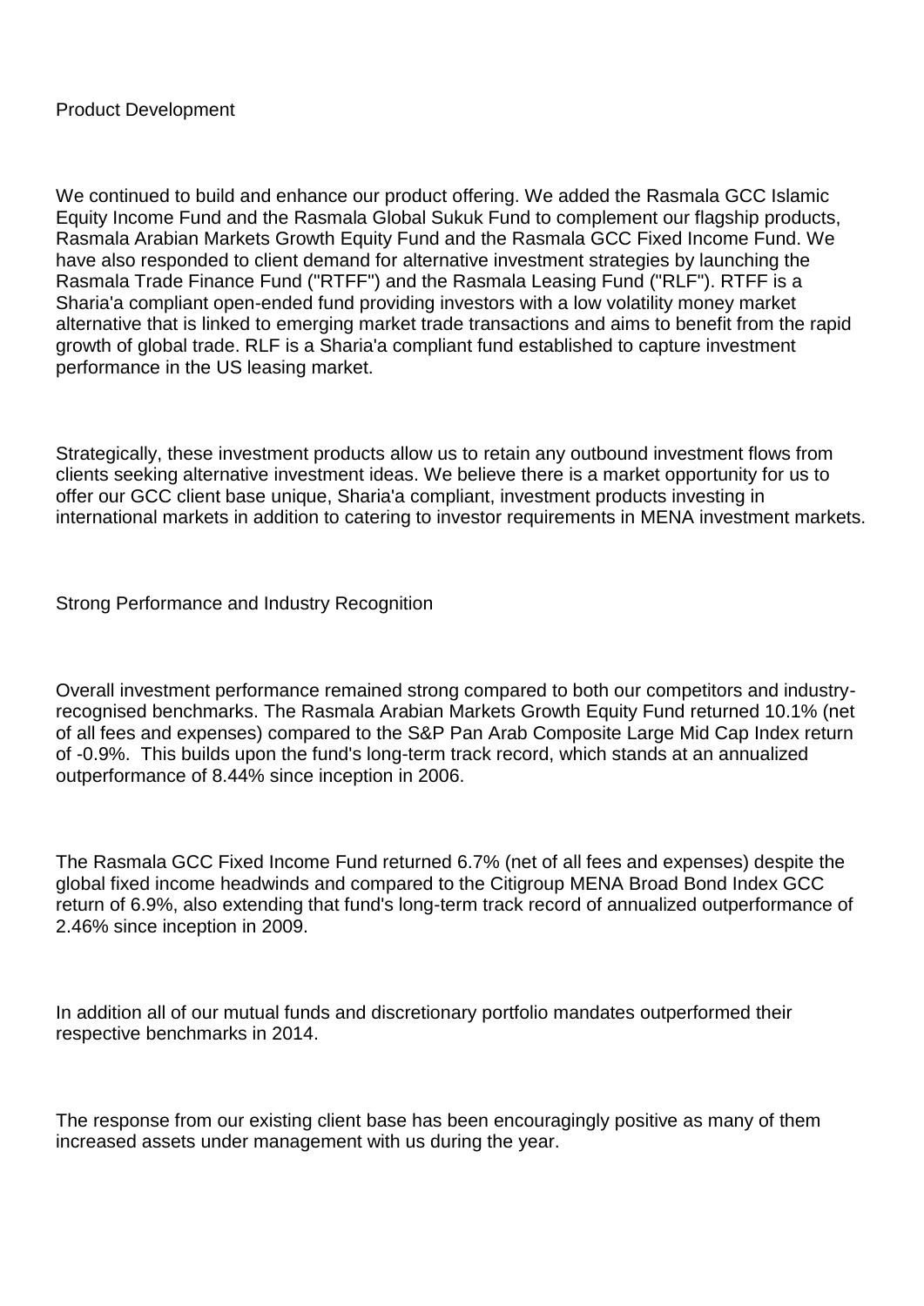## Product Development

We continued to build and enhance our product offering. We added the Rasmala GCC Islamic Equity Income Fund and the Rasmala Global Sukuk Fund to complement our flagship products, Rasmala Arabian Markets Growth Equity Fund and the Rasmala GCC Fixed Income Fund. We have also responded to client demand for alternative investment strategies by launching the Rasmala Trade Finance Fund ("RTFF") and the Rasmala Leasing Fund ("RLF"). RTFF is a Sharia'a compliant open-ended fund providing investors with a low volatility money market alternative that is linked to emerging market trade transactions and aims to benefit from the rapid growth of global trade. RLF is a Sharia'a compliant fund established to capture investment performance in the US leasing market.

Strategically, these investment products allow us to retain any outbound investment flows from clients seeking alternative investment ideas. We believe there is a market opportunity for us to offer our GCC client base unique, Sharia'a compliant, investment products investing in international markets in addition to catering to investor requirements in MENA investment markets.

## Strong Performance and Industry Recognition

Overall investment performance remained strong compared to both our competitors and industry-recognised benchmarks. The Rasmala Arabian Markets Growth Equity Fund returned 10.1% (net of all fees and expenses) compared to the S&P Pan Arab Composite Large Mid Cap Index return of -0.9%. This builds upon the fund's long-term track record, which stands at an annualized outperformance of 8.44% since inception in 2006.

The Rasmala GCC Fixed Income Fund returned 6.7% (net of all fees and expenses) despite the global fixed income headwinds and compared to the Citigroup MENA Broad Bond Index GCC return of 6.9%, also extending that fund's long-term track record of annualized outperformance of 2.46% since inception in 2009.

In addition all of our mutual funds and discretionary portfolio mandates outperformed their respective benchmarks in 2014.

The response from our existing client base has been encouragingly positive as many of them increased assets under management with us during the year.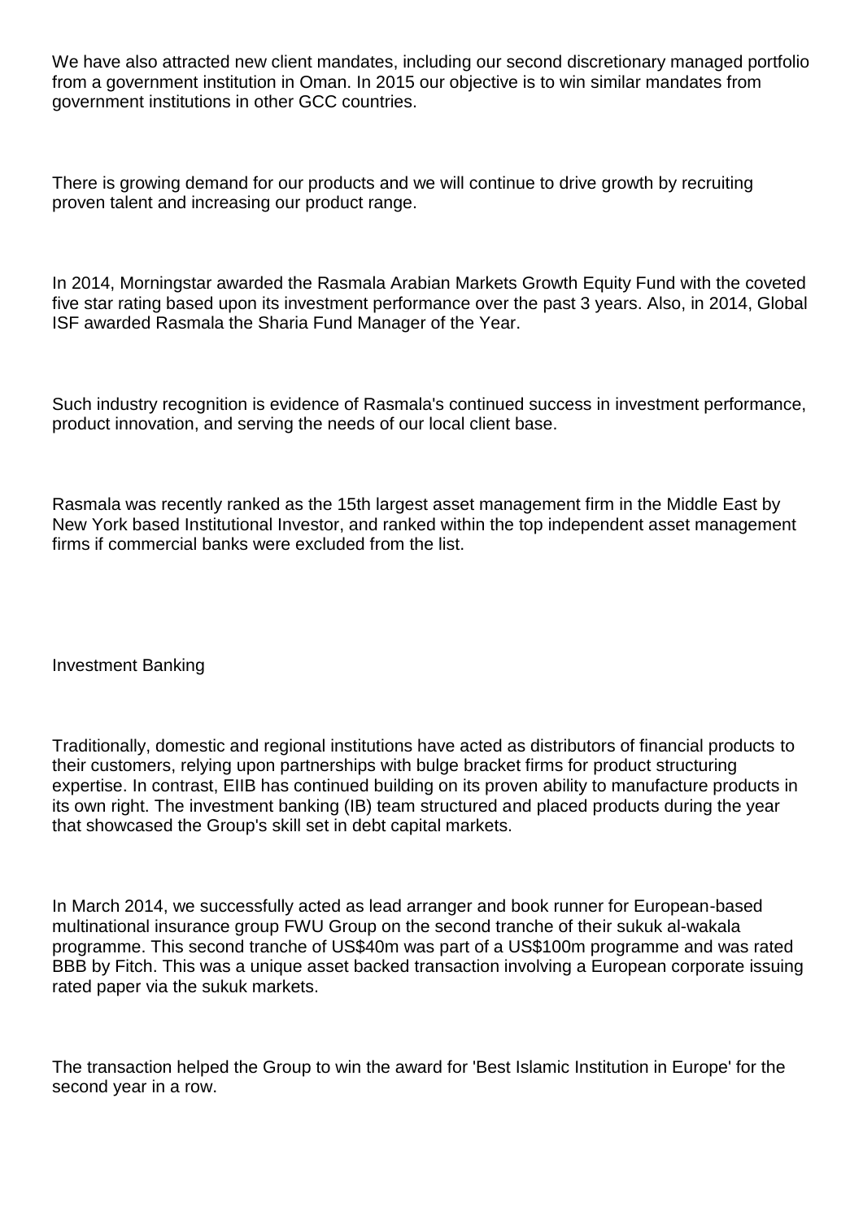We have also attracted new client mandates, including our second discretionary managed portfolio from a government institution in Oman. In 2015 our objective is to win similar mandates from government institutions in other GCC countries.

There is growing demand for our products and we will continue to drive growth by recruiting proven talent and increasing our product range.

In 2014, Morningstar awarded the Rasmala Arabian Markets Growth Equity Fund with the coveted five star rating based upon its investment performance over the past 3 years. Also, in 2014, Global ISF awarded Rasmala the Sharia Fund Manager of the Year.

Such industry recognition is evidence of Rasmala's continued success in investment performance, product innovation, and serving the needs of our local client base.

Rasmala was recently ranked as the 15th largest asset management firm in the Middle East by New York based Institutional Investor, and ranked within the top independent asset management firms if commercial banks were excluded from the list.

## Investment Banking

Traditionally, domestic and regional institutions have acted as distributors of financial products to their customers, relying upon partnerships with bulge bracket firms for product structuring expertise. In contrast, EIIB has continued building on its proven ability to manufacture products in its own right. The investment banking (IB) team structured and placed products during the year that showcased the Group's skill set in debt capital markets.

In March 2014, we successfully acted as lead arranger and book runner for European-based multinational insurance group FWU Group on the second tranche of their sukuk al-wakala programme. This second tranche of US$40m was part of a US$100m programme and was rated BBB by Fitch. This was a unique asset backed transaction involving a European corporate issuing rated paper via the sukuk markets.

The transaction helped the Group to win the award for 'Best Islamic Institution in Europe' for the second year in a row.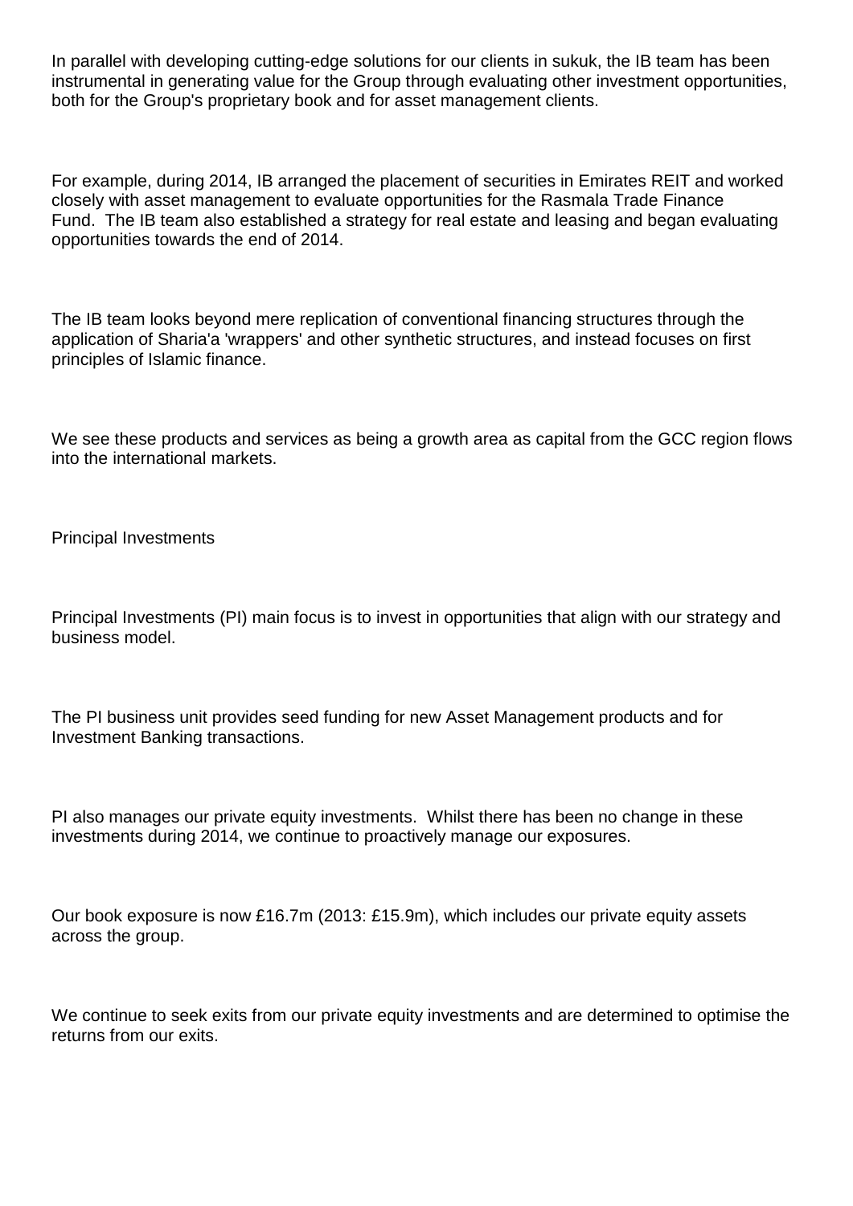In parallel with developing cutting-edge solutions for our clients in sukuk, the IB team has been instrumental in generating value for the Group through evaluating other investment opportunities, both for the Group's proprietary book and for asset management clients.

For example, during 2014, IB arranged the placement of securities in Emirates REIT and worked closely with asset management to evaluate opportunities for the Rasmala Trade Finance Fund. The IB team also established a strategy for real estate and leasing and began evaluating opportunities towards the end of 2014.

The IB team looks beyond mere replication of conventional financing structures through the application of Sharia'a 'wrappers' and other synthetic structures, and instead focuses on first principles of Islamic finance.

We see these products and services as being a growth area as capital from the GCC region flows into the international markets.

## Principal Investments

Principal Investments (PI) main focus is to invest in opportunities that align with our strategy and business model.

The PI business unit provides seed funding for new Asset Management products and for Investment Banking transactions.

PI also manages our private equity investments. Whilst there has been no change in these investments during 2014, we continue to proactively manage our exposures.

Our book exposure is now £16.7m (2013: £15.9m), which includes our private equity assets across the group.

We continue to seek exits from our private equity investments and are determined to optimise the returns from our exits.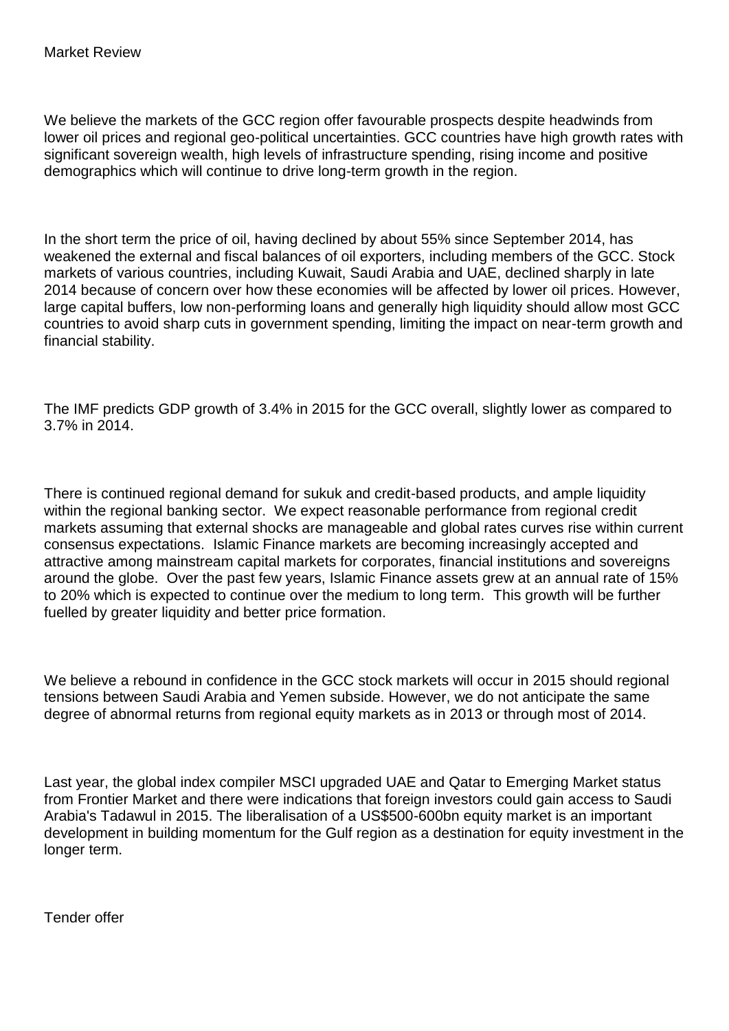## Market Review

We believe the markets of the GCC region offer favourable prospects despite headwinds from lower oil prices and regional geo-political uncertainties. GCC countries have high growth rates with significant sovereign wealth, high levels of infrastructure spending, rising income and positive demographics which will continue to drive long-term growth in the region.

In the short term the price of oil, having declined by about 55% since September 2014, has weakened the external and fiscal balances of oil exporters, including members of the GCC. Stock markets of various countries, including Kuwait, Saudi Arabia and UAE, declined sharply in late 2014 because of concern over how these economies will be affected by lower oil prices. However, large capital buffers, low non-performing loans and generally high liquidity should allow most GCC countries to avoid sharp cuts in government spending, limiting the impact on near-term growth and financial stability.

The IMF predicts GDP growth of 3.4% in 2015 for the GCC overall, slightly lower as compared to 3.7% in 2014.

There is continued regional demand for sukuk and credit-based products, and ample liquidity within the regional banking sector. We expect reasonable performance from regional credit markets assuming that external shocks are manageable and global rates curves rise within current consensus expectations. Islamic Finance markets are becoming increasingly accepted and attractive among mainstream capital markets for corporates, financial institutions and sovereigns around the globe. Over the past few years, Islamic Finance assets grew at an annual rate of 15% to 20% which is expected to continue over the medium to long term. This growth will be further fuelled by greater liquidity and better price formation.

We believe a rebound in confidence in the GCC stock markets will occur in 2015 should regional tensions between Saudi Arabia and Yemen subside. However, we do not anticipate the same degree of abnormal returns from regional equity markets as in 2013 or through most of 2014.

Last year, the global index compiler MSCI upgraded UAE and Qatar to Emerging Market status from Frontier Market and there were indications that foreign investors could gain access to Saudi Arabia's Tadawul in 2015. The liberalisation of a US$500-600bn equity market is an important development in building momentum for the Gulf region as a destination for equity investment in the longer term.

## Tender offer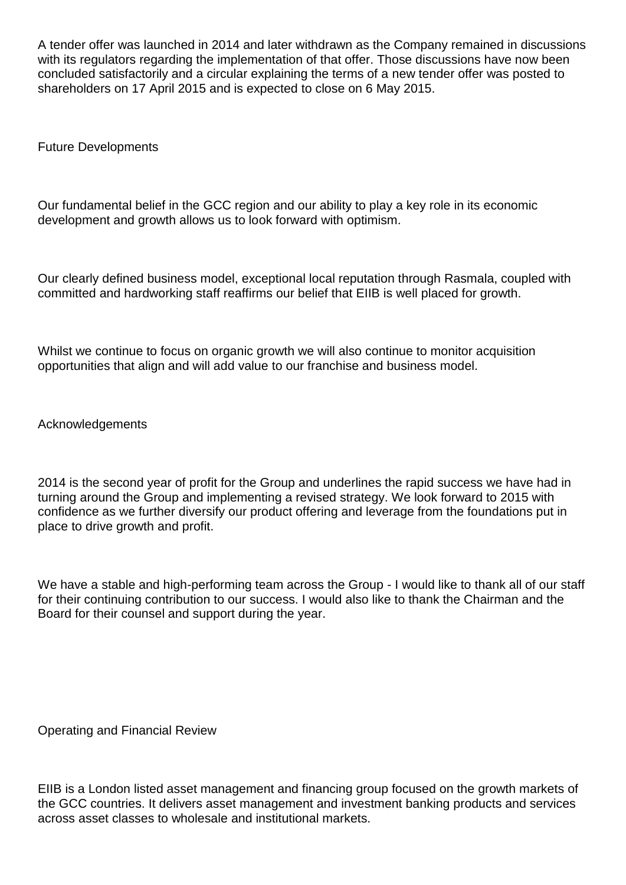A tender offer was launched in 2014 and later withdrawn as the Company remained in discussions with its regulators regarding the implementation of that offer. Those discussions have now been concluded satisfactorily and a circular explaining the terms of a new tender offer was posted to shareholders on 17 April 2015 and is expected to close on 6 May 2015.

## Future Developments

Our fundamental belief in the GCC region and our ability to play a key role in its economic development and growth allows us to look forward with optimism.

Our clearly defined business model, exceptional local reputation through Rasmala, coupled with committed and hardworking staff reaffirms our belief that EIIB is well placed for growth.

Whilst we continue to focus on organic growth we will also continue to monitor acquisition opportunities that align and will add value to our franchise and business model.

## Acknowledgements

2014 is the second year of profit for the Group and underlines the rapid success we have had in turning around the Group and implementing a revised strategy. We look forward to 2015 with confidence as we further diversify our product offering and leverage from the foundations put in place to drive growth and profit.

We have a stable and high-performing team across the Group - I would like to thank all of our staff for their continuing contribution to our success. I would also like to thank the Chairman and the Board for their counsel and support during the year.

## Operating and Financial Review

EIIB is a London listed asset management and financing group focused on the growth markets of the GCC countries. It delivers asset management and investment banking products and services across asset classes to wholesale and institutional markets.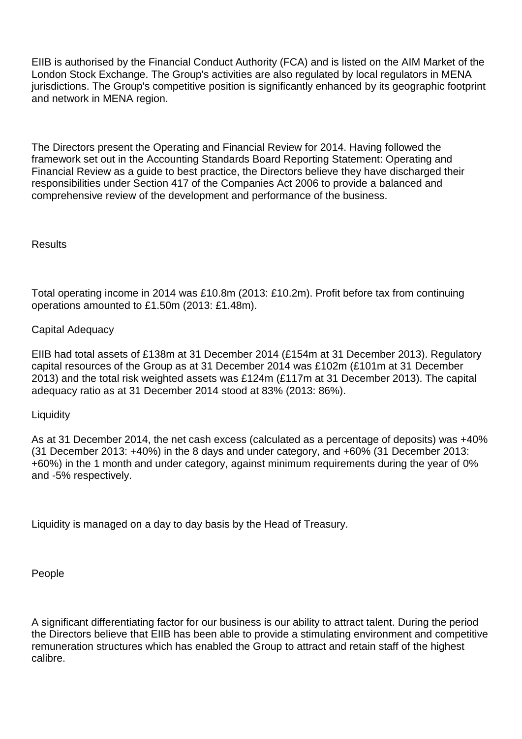EIIB is authorised by the Financial Conduct Authority (FCA) and is listed on the AIM Market of the London Stock Exchange. The Group's activities are also regulated by local regulators in MENA jurisdictions. The Group's competitive position is significantly enhanced by its geographic footprint and network in MENA region.

The Directors present the Operating and Financial Review for 2014. Having followed the framework set out in the Accounting Standards Board Reporting Statement: Operating and Financial Review as a guide to best practice, the Directors believe they have discharged their responsibilities under Section 417 of the Companies Act 2006 to provide a balanced and comprehensive review of the development and performance of the business.

## Results

Total operating income in 2014 was £10.8m (2013: £10.2m). Profit before tax from continuing operations amounted to £1.50m (2013: £1.48m).

## Capital Adequacy

EIIB had total assets of £138m at 31 December 2014 (£154m at 31 December 2013). Regulatory capital resources of the Group as at 31 December 2014 was £102m (£101m at 31 December 2013) and the total risk weighted assets was £124m (£117m at 31 December 2013). The capital adequacy ratio as at 31 December 2014 stood at 83% (2013: 86%).

## Liquidity

As at 31 December 2014, the net cash excess (calculated as a percentage of deposits) was +40% (31 December 2013: +40%) in the 8 days and under category, and +60% (31 December 2013: +60%) in the 1 month and under category, against minimum requirements during the year of 0% and -5% respectively.

Liquidity is managed on a day to day basis by the Head of Treasury.

## People

A significant differentiating factor for our business is our ability to attract talent. During the period the Directors believe that EIIB has been able to provide a stimulating environment and competitive remuneration structures which has enabled the Group to attract and retain staff of the highest calibre.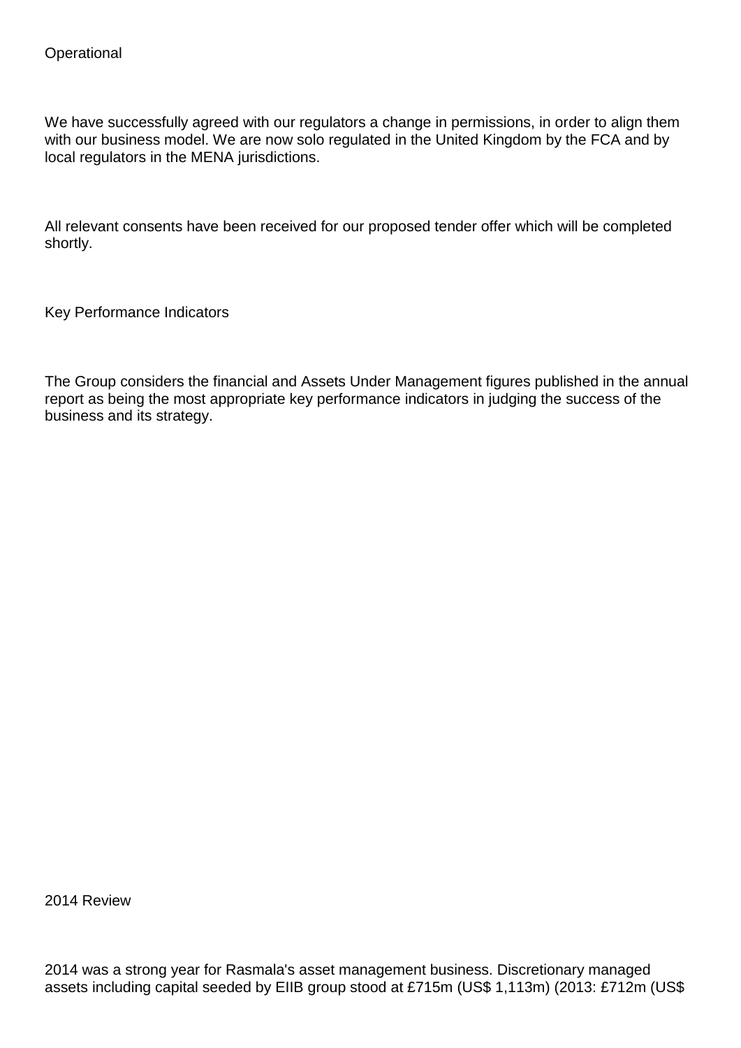Operational

We have successfully agreed with our regulators a change in permissions, in order to align them with our business model. We are now solo regulated in the United Kingdom by the FCA and by local regulators in the MENA jurisdictions.

All relevant consents have been received for our proposed tender offer which will be completed shortly.

Key Performance Indicators

The Group considers the financial and Assets Under Management figures published in the annual report as being the most appropriate key performance indicators in judging the success of the business and its strategy.

2014 Review

2014 was a strong year for Rasmala's asset management business. Discretionary managed assets including capital seeded by EIIB group stood at £715m (US$ 1,113m) (2013: £712m (US$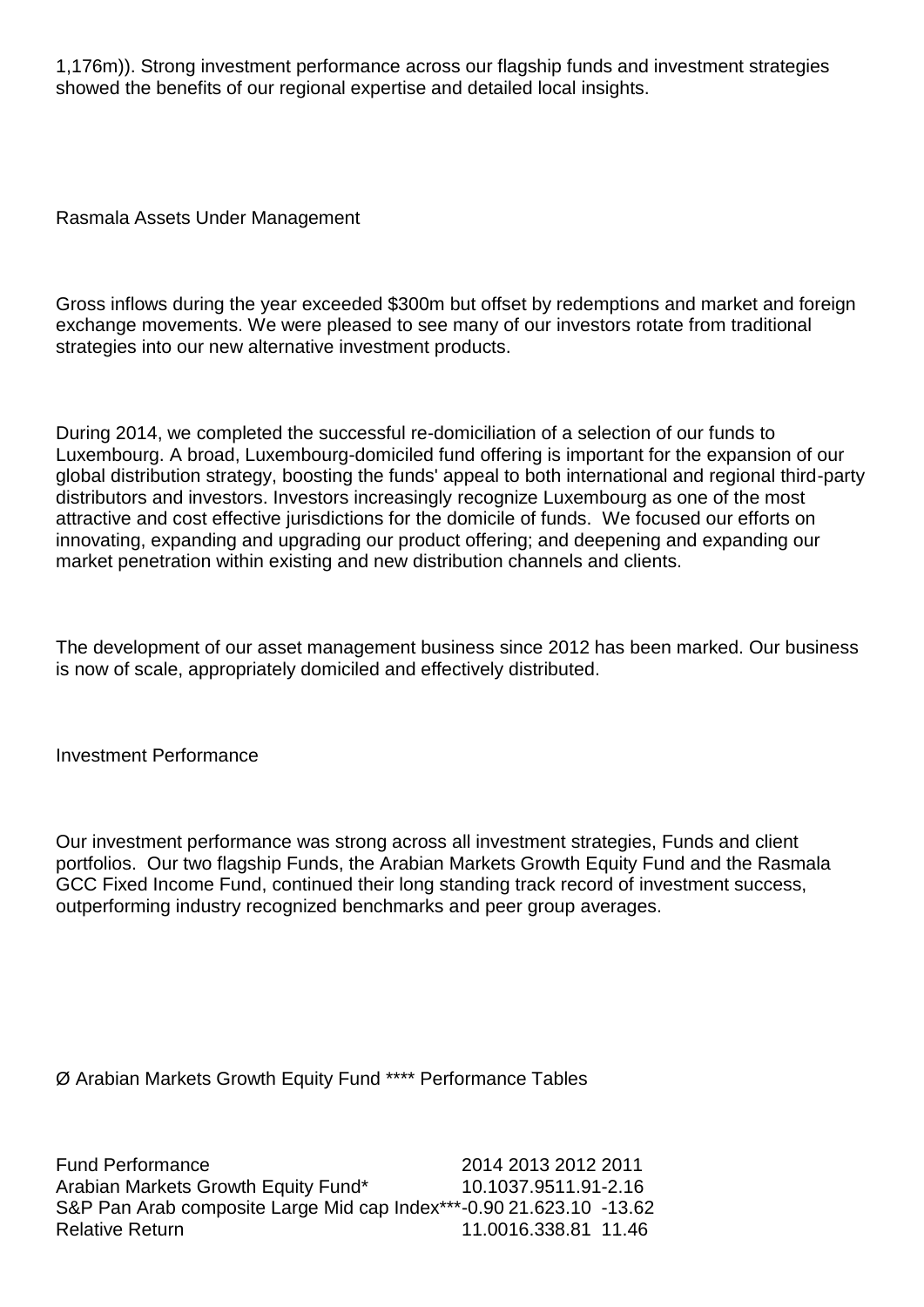1,176m)). Strong investment performance across our flagship funds and investment strategies showed the benefits of our regional expertise and detailed local insights.

Rasmala Assets Under Management

Gross inflows during the year exceeded $300m but offset by redemptions and market and foreign exchange movements. We were pleased to see many of our investors rotate from traditional strategies into our new alternative investment products.

During 2014, we completed the successful re-domiciliation of a selection of our funds to Luxembourg. A broad, Luxembourg-domiciled fund offering is important for the expansion of our global distribution strategy, boosting the funds' appeal to both international and regional third-party distributors and investors. Investors increasingly recognize Luxembourg as one of the most attractive and cost effective jurisdictions for the domicile of funds. We focused our efforts on innovating, expanding and upgrading our product offering; and deepening and expanding our market penetration within existing and new distribution channels and clients.

The development of our asset management business since 2012 has been marked. Our business is now of scale, appropriately domiciled and effectively distributed.

Investment Performance

Our investment performance was strong across all investment strategies, Funds and client portfolios. Our two flagship Funds, the Arabian Markets Growth Equity Fund and the Rasmala GCC Fixed Income Fund, continued their long standing track record of investment success, outperforming industry recognized benchmarks and peer group averages.

Ø Arabian Markets Growth Equity Fund **** Performance Tables

| Fund Performance | 2014 | 2013 | 2012 | 2011 |
|---|---|---|---|---|
| Arabian Markets Growth Equity Fund* | 10.10 | 37.95 | 11.91 | -2.16 |
| S&P Pan Arab composite Large Mid cap Index*** | -0.90 | 21.62 | 3.10 | -13.62 |
| Relative Return | 11.00 | 16.33 | 8.81 | 11.46 |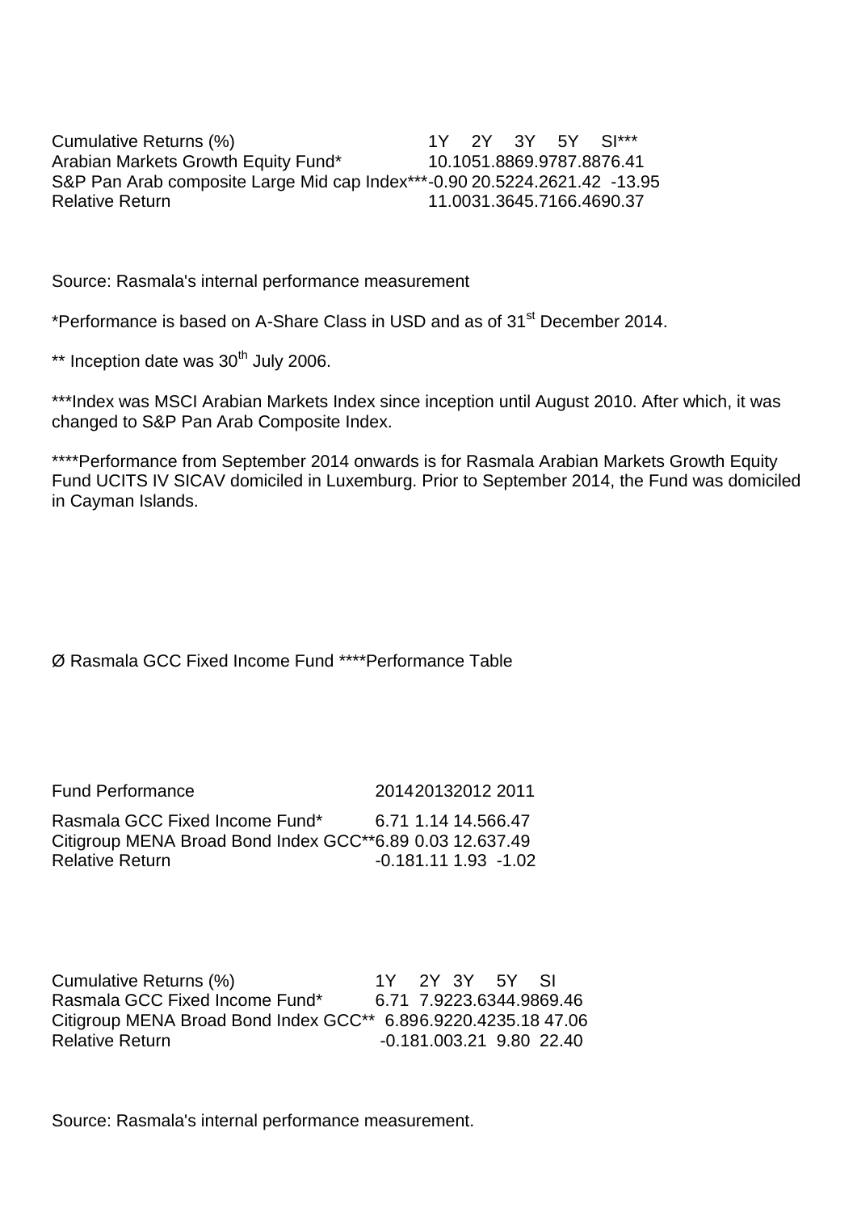| Cumulative Returns (%) | 1Y | 2Y | 3Y | 5Y | SI*** |
|---|---|---|---|---|---|
| Arabian Markets Growth Equity Fund* | 10.10 | 51.88 | 69.97 | 87.88 | 76.41 |
| S&P Pan Arab composite Large Mid cap Index*** | -0.90 | 20.52 | 24.26 | 21.42 | -13.95 |
| Relative Return | 11.00 | 31.36 | 45.71 | 66.46 | 90.37 |

Source: Rasmala's internal performance measurement

*Performance is based on A-Share Class in USD and as of 31st December 2014.

** Inception date was 30th July 2006.

***Index was MSCI Arabian Markets Index since inception until August 2010. After which, it was changed to S&P Pan Arab Composite Index.

****Performance from September 2014 onwards is for Rasmala Arabian Markets Growth Equity Fund UCITS IV SICAV domiciled in Luxemburg. Prior to September 2014, the Fund was domiciled in Cayman Islands.

Ø Rasmala GCC Fixed Income Fund ****Performance Table

| Fund Performance | 2014 | 2013 | 2012 | 2011 |
|---|---|---|---|---|
| Rasmala GCC Fixed Income Fund* | 6.71 | 1.14 | 14.56 | 6.47 |
| Citigroup MENA Broad Bond Index GCC** | 6.89 | 0.03 | 12.63 | 7.49 |
| Relative Return | -0.18 | 1.11 | 1.93 | -1.02 |

| Cumulative Returns (%) | 1Y | 2Y | 3Y | 5Y | SI |
|---|---|---|---|---|---|
| Rasmala GCC Fixed Income Fund* | 6.71 | 7.92 | 23.63 | 44.98 | 69.46 |
| Citigroup MENA Broad Bond Index GCC** | 6.89 | 6.92 | 20.42 | 35.18 | 47.06 |
| Relative Return | -0.18 | 1.00 | 3.21 | 9.80 | 22.40 |

Source: Rasmala's internal performance measurement.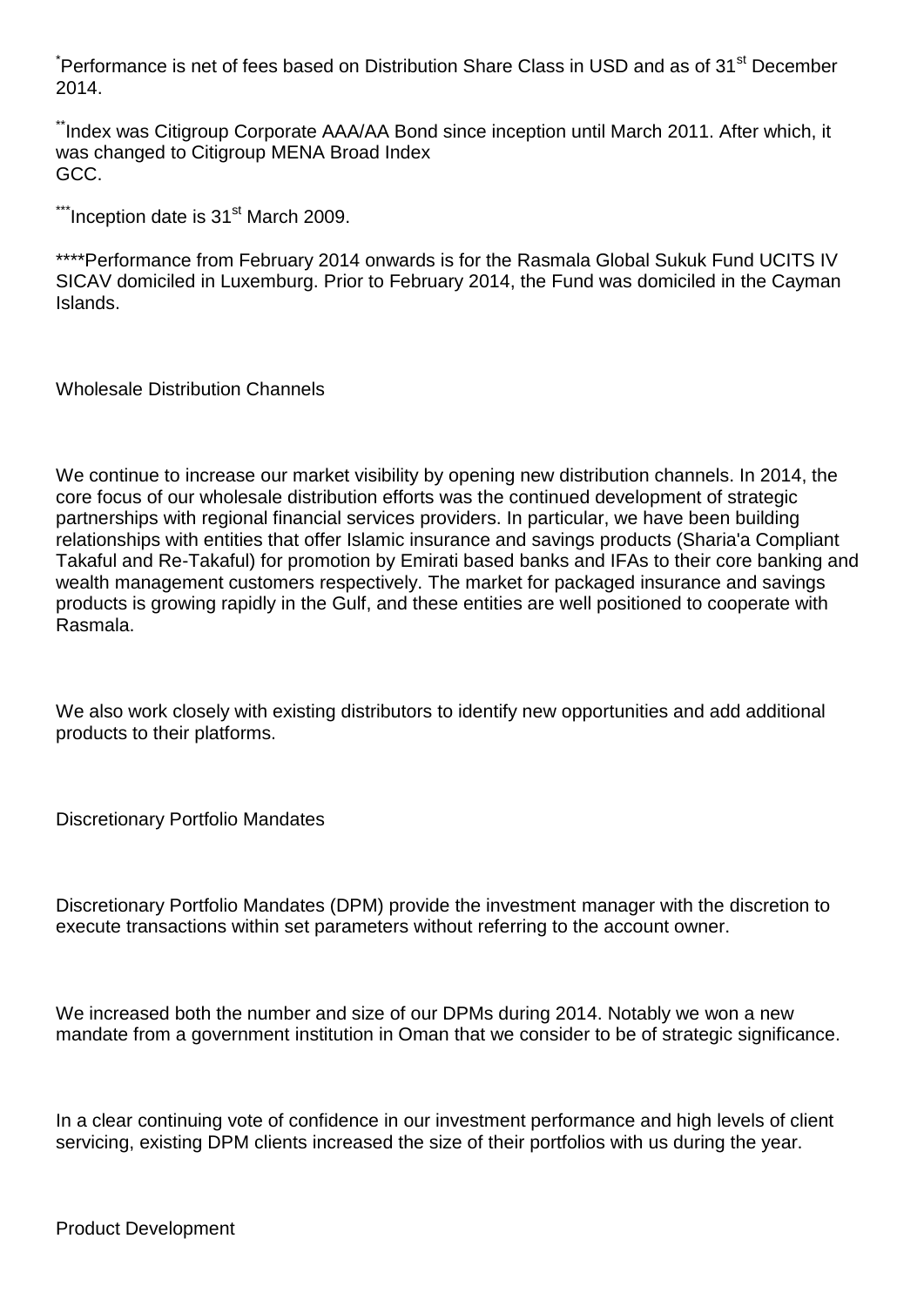*Performance is net of fees based on Distribution Share Class in USD and as of 31st December 2014.

**Index was Citigroup Corporate AAA/AA Bond since inception until March 2011. After which, it was changed to Citigroup MENA Broad Index GCC.

***Inception date is 31st March 2009.

****Performance from February 2014 onwards is for the Rasmala Global Sukuk Fund UCITS IV SICAV domiciled in Luxemburg. Prior to February 2014, the Fund was domiciled in the Cayman Islands.

## Wholesale Distribution Channels

We continue to increase our market visibility by opening new distribution channels. In 2014, the core focus of our wholesale distribution efforts was the continued development of strategic partnerships with regional financial services providers. In particular, we have been building relationships with entities that offer Islamic insurance and savings products (Sharia'a Compliant Takaful and Re-Takaful) for promotion by Emirati based banks and IFAs to their core banking and wealth management customers respectively. The market for packaged insurance and savings products is growing rapidly in the Gulf, and these entities are well positioned to cooperate with Rasmala.

We also work closely with existing distributors to identify new opportunities and add additional products to their platforms.

## Discretionary Portfolio Mandates

Discretionary Portfolio Mandates (DPM) provide the investment manager with the discretion to execute transactions within set parameters without referring to the account owner.

We increased both the number and size of our DPMs during 2014. Notably we won a new mandate from a government institution in Oman that we consider to be of strategic significance.

In a clear continuing vote of confidence in our investment performance and high levels of client servicing, existing DPM clients increased the size of their portfolios with us during the year.

## Product Development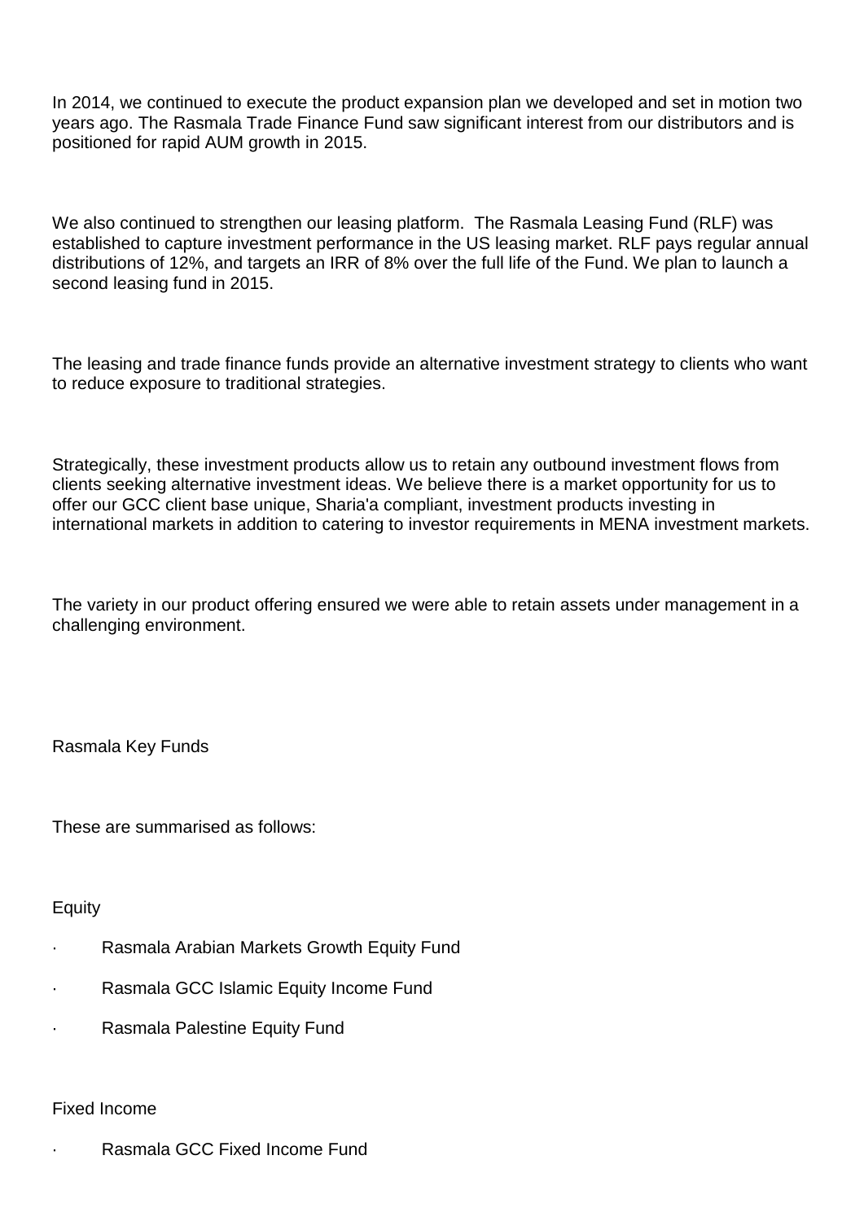In 2014, we continued to execute the product expansion plan we developed and set in motion two years ago. The Rasmala Trade Finance Fund saw significant interest from our distributors and is positioned for rapid AUM growth in 2015.

We also continued to strengthen our leasing platform. The Rasmala Leasing Fund (RLF) was established to capture investment performance in the US leasing market. RLF pays regular annual distributions of 12%, and targets an IRR of 8% over the full life of the Fund. We plan to launch a second leasing fund in 2015.

The leasing and trade finance funds provide an alternative investment strategy to clients who want to reduce exposure to traditional strategies.

Strategically, these investment products allow us to retain any outbound investment flows from clients seeking alternative investment ideas. We believe there is a market opportunity for us to offer our GCC client base unique, Sharia'a compliant, investment products investing in international markets in addition to catering to investor requirements in MENA investment markets.

The variety in our product offering ensured we were able to retain assets under management in a challenging environment.

Rasmala Key Funds

These are summarised as follows:

Equity

- Rasmala Arabian Markets Growth Equity Fund
- Rasmala GCC Islamic Equity Income Fund
- Rasmala Palestine Equity Fund

Fixed Income

- Rasmala GCC Fixed Income Fund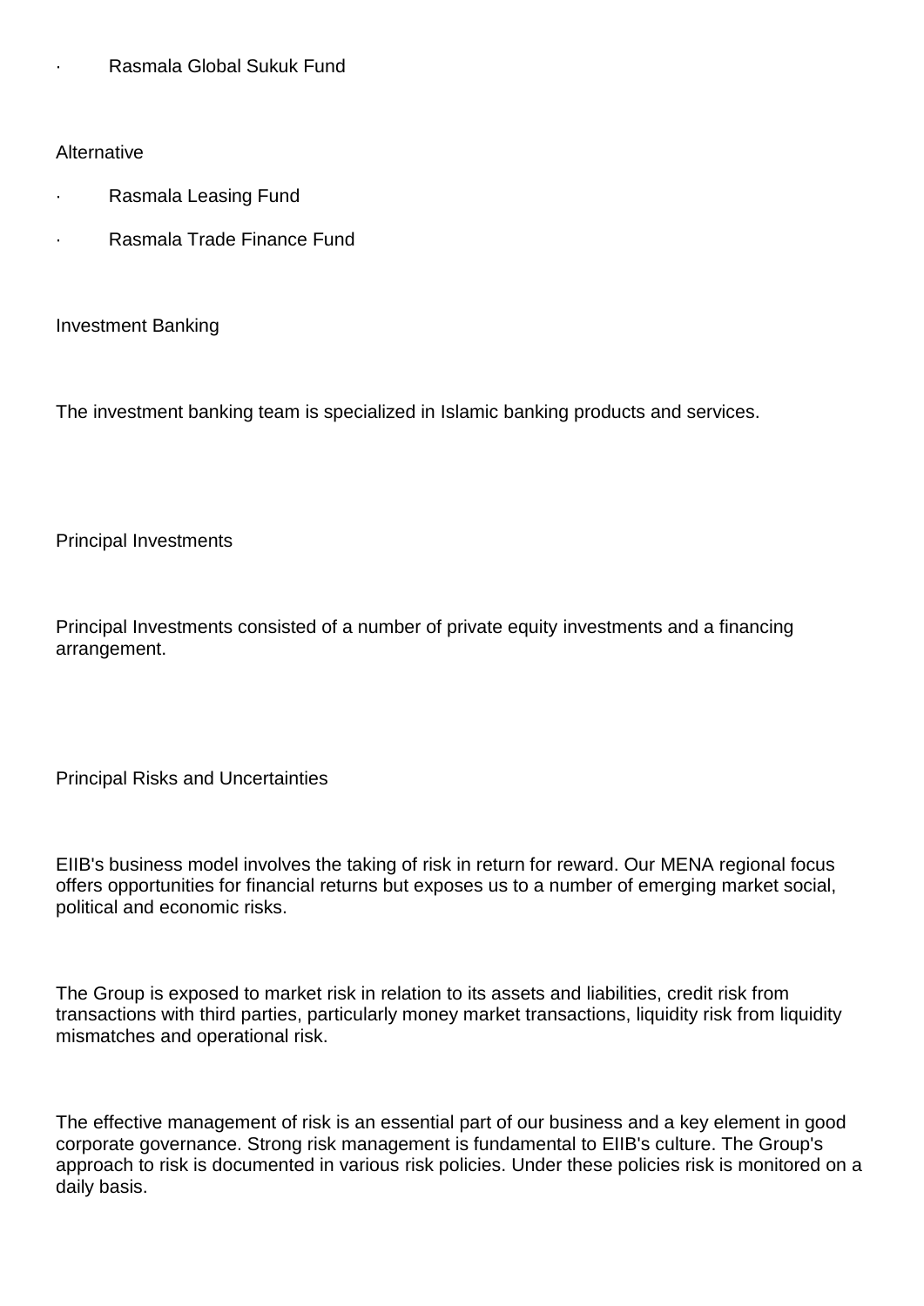- Rasmala Global Sukuk Fund

Alternative

- Rasmala Leasing Fund
- Rasmala Trade Finance Fund

Investment Banking

The investment banking team is specialized in Islamic banking products and services.

Principal Investments

Principal Investments consisted of a number of private equity investments and a financing arrangement.

Principal Risks and Uncertainties

EIIB's business model involves the taking of risk in return for reward. Our MENA regional focus offers opportunities for financial returns but exposes us to a number of emerging market social, political and economic risks.

The Group is exposed to market risk in relation to its assets and liabilities, credit risk from transactions with third parties, particularly money market transactions, liquidity risk from liquidity mismatches and operational risk.

The effective management of risk is an essential part of our business and a key element in good corporate governance. Strong risk management is fundamental to EIIB's culture. The Group's approach to risk is documented in various risk policies. Under these policies risk is monitored on a daily basis.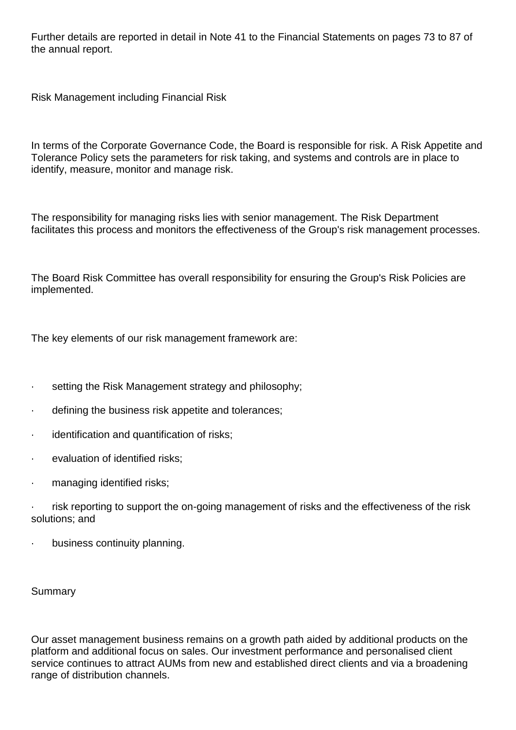Further details are reported in detail in Note 41 to the Financial Statements on pages 73 to 87 of the annual report.

## Risk Management including Financial Risk

In terms of the Corporate Governance Code, the Board is responsible for risk. A Risk Appetite and Tolerance Policy sets the parameters for risk taking, and systems and controls are in place to identify, measure, monitor and manage risk.

The responsibility for managing risks lies with senior management. The Risk Department facilitates this process and monitors the effectiveness of the Group's risk management processes.

The Board Risk Committee has overall responsibility for ensuring the Group's Risk Policies are implemented.

The key elements of our risk management framework are:

- setting the Risk Management strategy and philosophy;
- defining the business risk appetite and tolerances;
- identification and quantification of risks;
- evaluation of identified risks;
- managing identified risks;
- risk reporting to support the on-going management of risks and the effectiveness of the risk solutions; and
- business continuity planning.

## Summary

Our asset management business remains on a growth path aided by additional products on the platform and additional focus on sales. Our investment performance and personalised client service continues to attract AUMs from new and established direct clients and via a broadening range of distribution channels.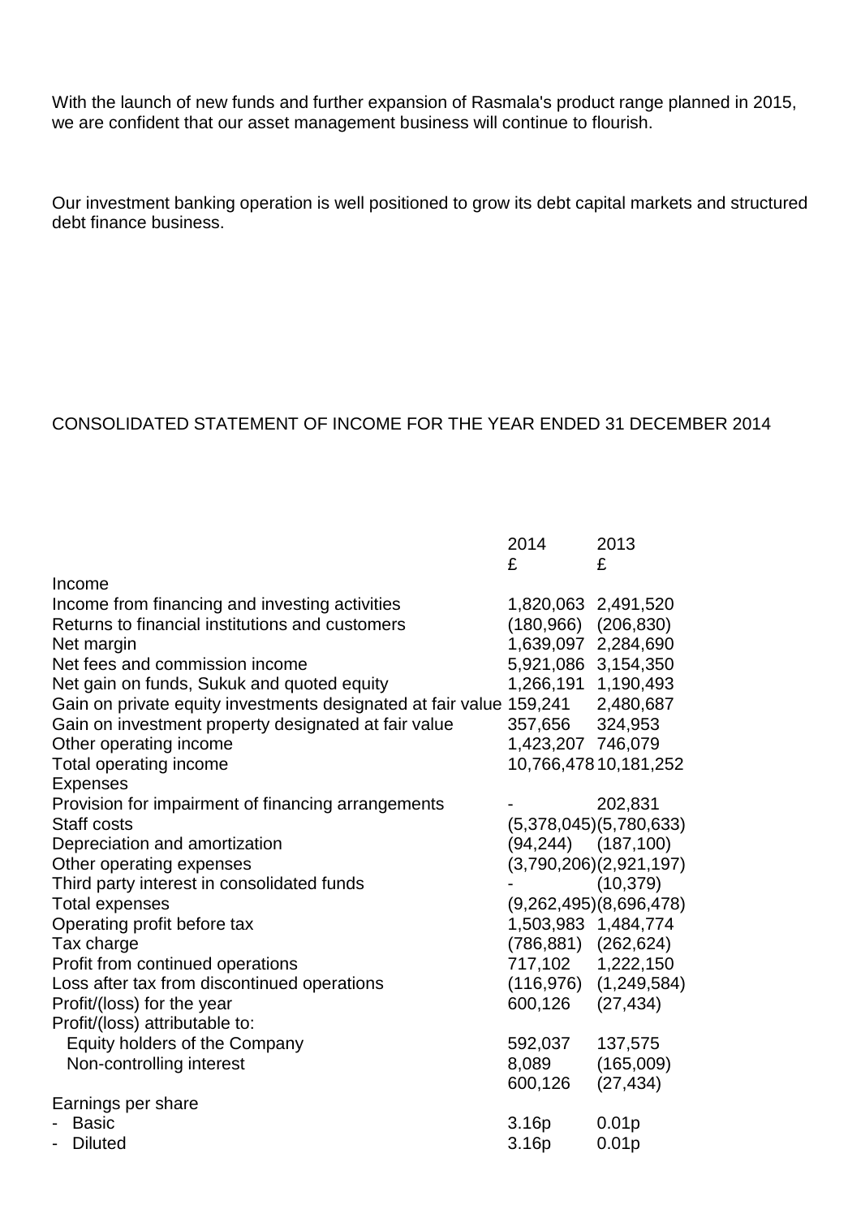With the launch of new funds and further expansion of Rasmala's product range planned in 2015, we are confident that our asset management business will continue to flourish.

Our investment banking operation is well positioned to grow its debt capital markets and structured debt finance business.

CONSOLIDATED STATEMENT OF INCOME FOR THE YEAR ENDED 31 DECEMBER 2014

| | 2014 | 2013 |
|---|---|---|
| | £ | £ |
| Income | | |
| Income from financing and investing activities | 1,820,063 | 2,491,520 |
| Returns to financial institutions and customers | (180,966) | (206,830) |
| Net margin | 1,639,097 | 2,284,690 |
| Net fees and commission income | 5,921,086 | 3,154,350 |
| Net gain on funds, Sukuk and quoted equity | 1,266,191 | 1,190,493 |
| Gain on private equity investments designated at fair value | 159,241 | 2,480,687 |
| Gain on investment property designated at fair value | 357,656 | 324,953 |
| Other operating income | 1,423,207 | 746,079 |
| Total operating income | 10,766,478 | 10,181,252 |
| Expenses | | |
| Provision for impairment of financing arrangements | - | 202,831 |
| Staff costs | (5,378,045) | (5,780,633) |
| Depreciation and amortization | (94,244) | (187,100) |
| Other operating expenses | (3,790,206) | (2,921,197) |
| Third party interest in consolidated funds | - | (10,379) |
| Total expenses | (9,262,495) | (8,696,478) |
| Operating profit before tax | 1,503,983 | 1,484,774 |
| Tax charge | (786,881) | (262,624) |
| Profit from continued operations | 717,102 | 1,222,150 |
| Loss after tax from discontinued operations | (116,976) | (1,249,584) |
| Profit/(loss) for the year | 600,126 | (27,434) |
| Profit/(loss) attributable to: | | |
| Equity holders of the Company | 592,037 | 137,575 |
| Non-controlling interest | 8,089 | (165,009) |
| | 600,126 | (27,434) |
| Earnings per share | | |
| - Basic | 3.16p | 0.01p |
| - Diluted | 3.16p | 0.01p |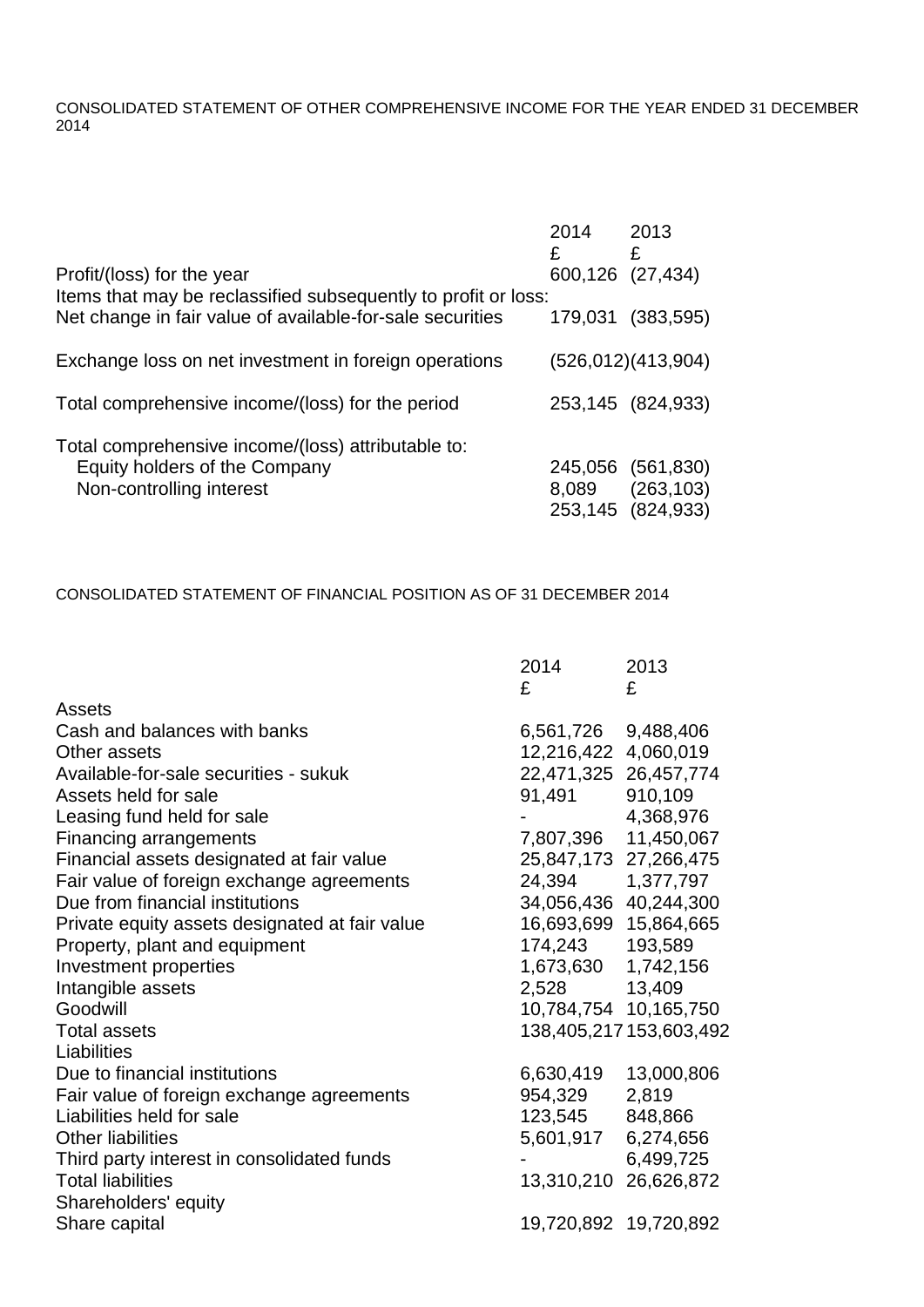CONSOLIDATED STATEMENT OF OTHER COMPREHENSIVE INCOME FOR THE YEAR ENDED 31 DECEMBER 2014

| | 2014 £ | 2013 £ |
|---|---|---|
| Profit/(loss) for the year | 600,126 | (27,434) |
| Items that may be reclassified subsequently to profit or loss: | | |
| Net change in fair value of available-for-sale securities | 179,031 | (383,595) |
| Exchange loss on net investment in foreign operations | (526,012) | (413,904) |
| Total comprehensive income/(loss) for the period | 253,145 | (824,933) |
| Total comprehensive income/(loss) attributable to: | | |
| Equity holders of the Company | 245,056 | (561,830) |
| Non-controlling interest | 8,089 | (263,103) |
| | 253,145 | (824,933) |

CONSOLIDATED STATEMENT OF FINANCIAL POSITION AS OF 31 DECEMBER 2014

| | 2014 £ | 2013 £ |
|---|---|---|
| Assets | | |
| Cash and balances with banks | 6,561,726 | 9,488,406 |
| Other assets | 12,216,422 | 4,060,019 |
| Available-for-sale securities - sukuk | 22,471,325 | 26,457,774 |
| Assets held for sale | 91,491 | 910,109 |
| Leasing fund held for sale | - | 4,368,976 |
| Financing arrangements | 7,807,396 | 11,450,067 |
| Financial assets designated at fair value | 25,847,173 | 27,266,475 |
| Fair value of foreign exchange agreements | 24,394 | 1,377,797 |
| Due from financial institutions | 34,056,436 | 40,244,300 |
| Private equity assets designated at fair value | 16,693,699 | 15,864,665 |
| Property, plant and equipment | 174,243 | 193,589 |
| Investment properties | 1,673,630 | 1,742,156 |
| Intangible assets | 2,528 | 13,409 |
| Goodwill | 10,784,754 | 10,165,750 |
| Total assets | 138,405,217 | 153,603,492 |
| Liabilities | | |
| Due to financial institutions | 6,630,419 | 13,000,806 |
| Fair value of foreign exchange agreements | 954,329 | 2,819 |
| Liabilities held for sale | 123,545 | 848,866 |
| Other liabilities | 5,601,917 | 6,274,656 |
| Third party interest in consolidated funds | - | 6,499,725 |
| Total liabilities | 13,310,210 | 26,626,872 |
| Shareholders' equity | | |
| Share capital | 19,720,892 | 19,720,892 |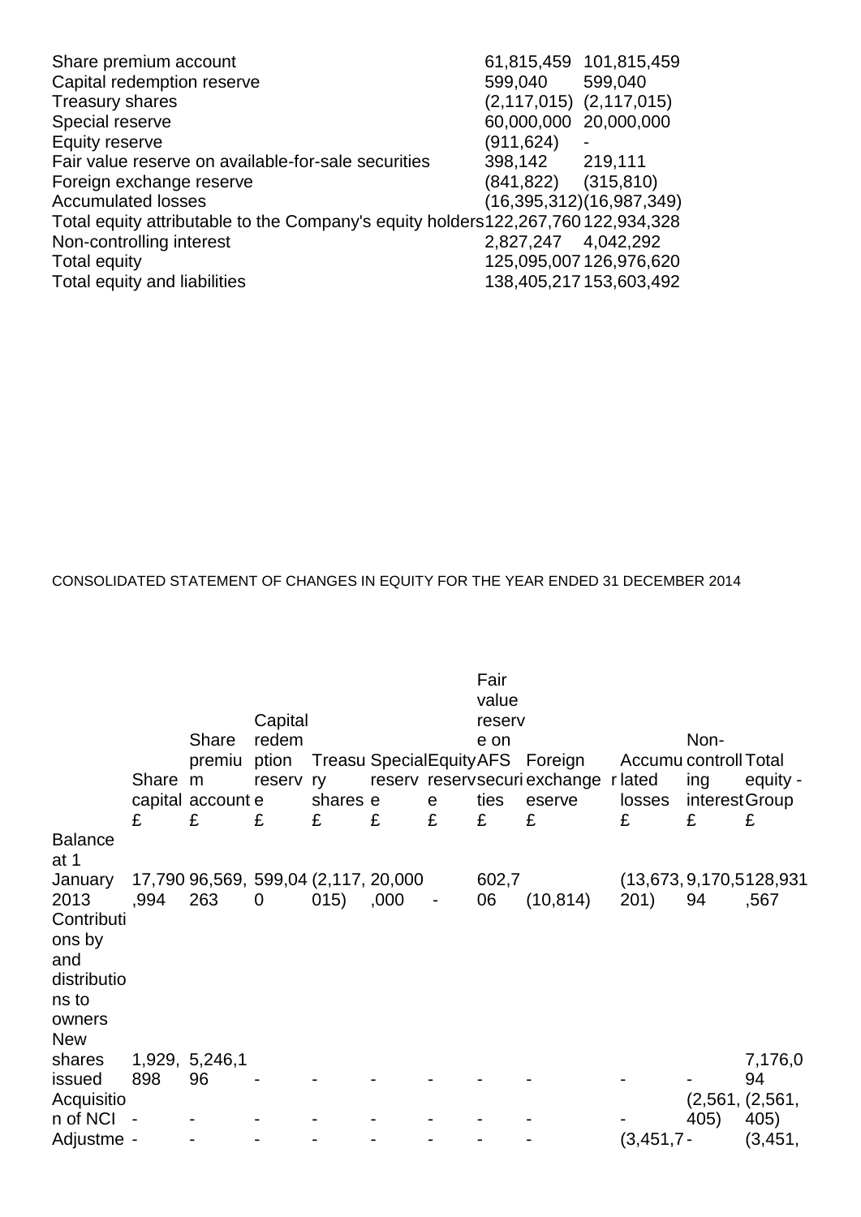| | | |
|---|---|---|
| Share premium account | 61,815,459 | 101,815,459 |
| Capital redemption reserve | 599,040 | 599,040 |
| Treasury shares | (2,117,015) | (2,117,015) |
| Special reserve | 60,000,000 | 20,000,000 |
| Equity reserve | (911,624) | - |
| Fair value reserve on available-for-sale securities | 398,142 | 219,111 |
| Foreign exchange reserve | (841,822) | (315,810) |
| Accumulated losses | (16,395,312) | (16,987,349) |
| Total equity attributable to the Company's equity holders | 122,267,760 | 122,934,328 |
| Non-controlling interest | 2,827,247 | 4,042,292 |
| Total equity | 125,095,007 | 126,976,620 |
| Total equity and liabilities | 138,405,217 | 153,603,492 |

CONSOLIDATED STATEMENT OF CHANGES IN EQUITY FOR THE YEAR ENDED 31 DECEMBER 2014

| | Share capital £ | Share premium account £ | Capital redemption reserve £ | Treasury shares £ | Special reserve £ | Equity reserve £ | Fair value reserve on AFS securities £ | Foreign exchange reserve £ | Accumulated losses £ | Non-controlling interest £ | Total equity - Group £ |
|---|---|---|---|---|---|---|---|---|---|---|---|
| Balance at 1 January 2013 | 17,790,994 | 96,569,263 | 599,040 | (2,117,015) | 20,000,000 | - | 602,706 | (10,814) | (13,673,201) | 9,170,594 | 128,931,567 |
| Contributions by and distributions to owners | | | | | | | | | | | |
| New shares issued | 1,929,898 | 5,246,196 | - | - | - | - | - | - | - | - | 7,176,094 |
| Acquisition of NCI | - | - | - | - | - | - | - | - | - | (2,561,405) | (2,561,405) |
| Adjustme | - | - | - | - | - | - | - | - | (3,451,7 | - | (3,451, |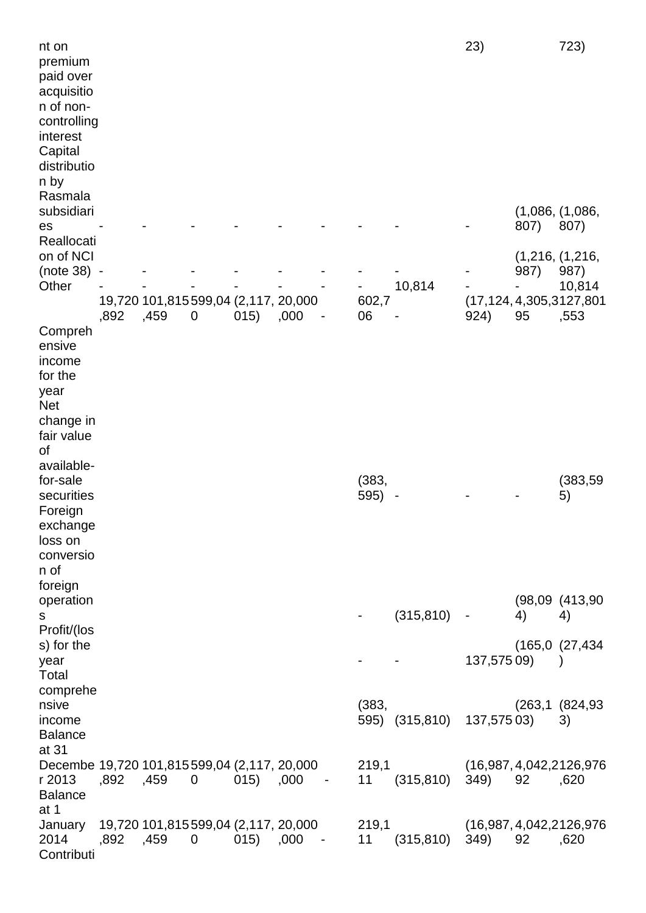| | | | | | | | | | | | |
|---|---|---|---|---|---|---|---|---|---|---|---|
| nt on premium paid over acquisition of non-controlling interest | | | | | | | | | 23) | | 723) |
| Capital distribution by Rasmala subsidiaries | - | - | - | - | - | - | - | - | - | (1,086,807) | (1,086,807) |
| Reallocation of NCI (note 38) | - | - | - | - | - | - | - | - | - | (1,216,987) | (1,216,987) |
| Other | - | - | - | - | - | - | - | 10,814 | - | - | 10,814 |
| | 19,720,892 | 101,815,459 | 599,040 | (2,117,015) | 20,000,000 | - | 602,706 | - | (17,124,924) | 4,305,395 | 127,801,553 |
| Comprehensive income for the year | | | | | | | | | | | |
| Net change in fair value of available-for-sale securities | | | | | | | (383,595) | - | - | - | (383,595) |
| Foreign exchange loss on conversion of foreign operations | | | | | | | - | (315,810) | - | (98,094) | (413,904) |
| Profit/(loss) for the year | | | | | | | - | - | 137,575 | (165,009) | (27,434) |
| Total comprehensive income | | | | | | | (383,595) | (315,810) | 137,575 | (263,103) | (824,933) |
| Balance at 31 December 2013 | 19,720,892 | 101,815,459 | 599,040 | (2,117,015) | 20,000,000 | - | 219,111 | (315,810) | (16,987,349) | 4,042,292 | 126,976,620 |
| Balance at 1 January 2014 | 19,720,892 | 101,815,459 | 599,040 | (2,117,015) | 20,000,000 | - | 219,111 | (315,810) | (16,987,349) | 4,042,292 | 126,976,620 |
| Contributi | | | | | | | | | | | |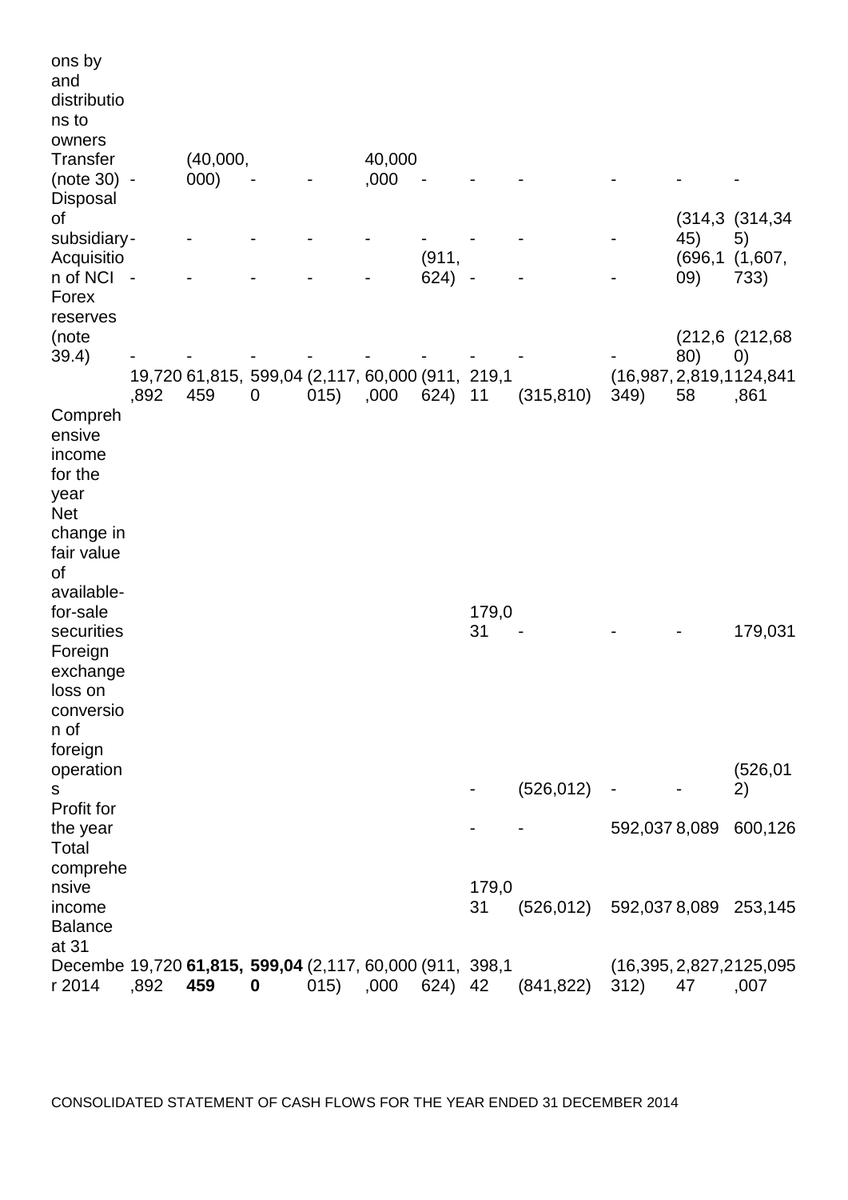| | | | | | | | | | | | |
|---|---|---|---|---|---|---|---|---|---|---|---|
| ons by and distributions to owners | | | | | | | | | | | |
| Transfer (note 30) | - | (40,000,000) | - | - | 40,000,000 | - | - | - | - | - | - |
| Disposal of subsidiary | - | - | - | - | - | - | - | - | - | (314,345) | (314,345) |
| Acquisition of NCI | - | - | - | - | - | (911,624) | - | - | - | (696,109) | (1,607,733) |
| Forex reserves (note 39.4) | - | - | - | - | - | - | - | - | - | (212,680) | (212,680) |
| | 19,720,892 | 61,815,459 | 599,040 | (2,117,015) | 60,000,000 | (911,624) | 219,111 | (315,810) | (16,987,349) | 2,819,158 | 124,841,861 |
| Comprehensive income for the year | | | | | | | | | | | |
| Net change in fair value of available-for-sale securities | | | | | | | 179,031 | - | - | - | 179,031 |
| Foreign exchange loss on conversion of foreign operations | | | | | | | - | (526,012) | - | - | (526,012) |
| Profit for the year | | | | | | | - | - | 592,037 | 8,089 | 600,126 |
| Total comprehensive income | | | | | | | 179,031 | (526,012) | 592,037 | 8,089 | 253,145 |
| Balance at 31 December 2014 | 19,720,892 | **61,815,459** | **599,040** | (2,117,015) | 60,000,000 | (911,624) | 398,142 | (841,822) | (16,395,312) | 2,827,247 | 125,095,007 |

CONSOLIDATED STATEMENT OF CASH FLOWS FOR THE YEAR ENDED 31 DECEMBER 2014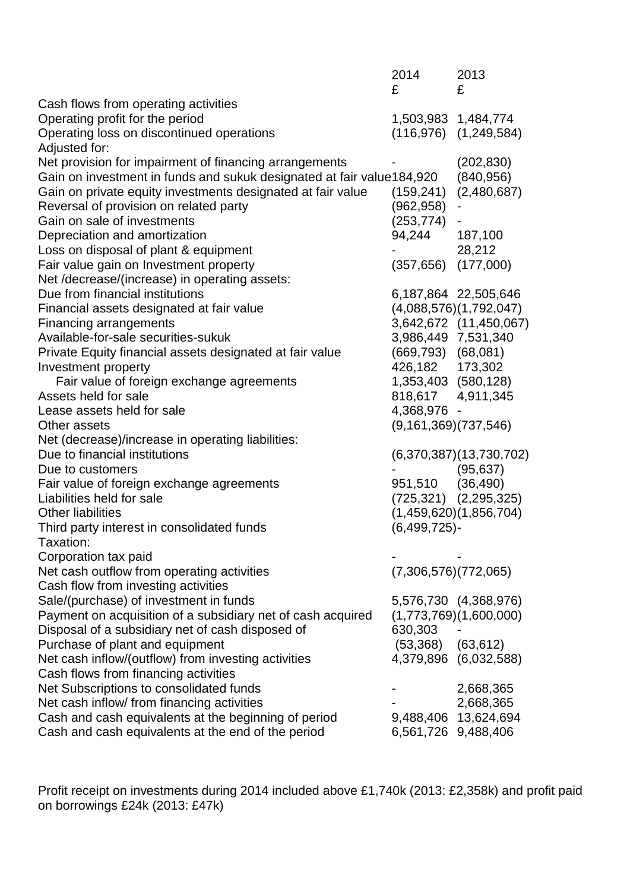| | 2014 | 2013 |
|---|---|---|
| | £ | £ |
| Cash flows from operating activities | | |
| Operating profit for the period | 1,503,983 | 1,484,774 |
| Operating loss on discontinued operations | (116,976) | (1,249,584) |
| Adjusted for: | | |
| Net provision for impairment of financing arrangements | - | (202,830) |
| Gain on investment in funds and sukuk designated at fair value | 184,920 | (840,956) |
| Gain on private equity investments designated at fair value | (159,241) | (2,480,687) |
| Reversal of provision on related party | (962,958) | - |
| Gain on sale of investments | (253,774) | - |
| Depreciation and amortization | 94,244 | 187,100 |
| Loss on disposal of plant & equipment | - | 28,212 |
| Fair value gain on Investment property | (357,656) | (177,000) |
| Net /decrease/(increase) in operating assets: | | |
| Due from financial institutions | 6,187,864 | 22,505,646 |
| Financial assets designated at fair value | (4,088,576) | (1,792,047) |
| Financing arrangements | 3,642,672 | (11,450,067) |
| Available-for-sale securities-sukuk | 3,986,449 | 7,531,340 |
| Private Equity financial assets designated at fair value | (669,793) | (68,081) |
| Investment property | 426,182 | 173,302 |
| Fair value of foreign exchange agreements | 1,353,403 | (580,128) |
| Assets held for sale | 818,617 | 4,911,345 |
| Lease assets held for sale | 4,368,976 | - |
| Other assets | (9,161,369) | (737,546) |
| Net (decrease)/increase in operating liabilities: | | |
| Due to financial institutions | (6,370,387) | (13,730,702) |
| Due to customers | - | (95,637) |
| Fair value of foreign exchange agreements | 951,510 | (36,490) |
| Liabilities held for sale | (725,321) | (2,295,325) |
| Other liabilities | (1,459,620) | (1,856,704) |
| Third party interest in consolidated funds | (6,499,725) | - |
| Taxation: | | |
| Corporation tax paid | - | - |
| Net cash outflow from operating activities | (7,306,576) | (772,065) |
| Cash flow from investing activities | | |
| Sale/(purchase) of investment in funds | 5,576,730 | (4,368,976) |
| Payment on acquisition of a subsidiary net of cash acquired | (1,773,769) | (1,600,000) |
| Disposal of a subsidiary net of cash disposed of | 630,303 | - |
| Purchase of plant and equipment | (53,368) | (63,612) |
| Net cash inflow/(outflow) from investing activities | 4,379,896 | (6,032,588) |
| Cash flows from financing activities | | |
| Net Subscriptions to consolidated funds | - | 2,668,365 |
| Net cash inflow/ from financing activities | - | 2,668,365 |
| Cash and cash equivalents at the beginning of period | 9,488,406 | 13,624,694 |
| Cash and cash equivalents at the end of the period | 6,561,726 | 9,488,406 |

Profit receipt on investments during 2014 included above £1,740k (2013: £2,358k) and profit paid on borrowings £24k (2013: £47k)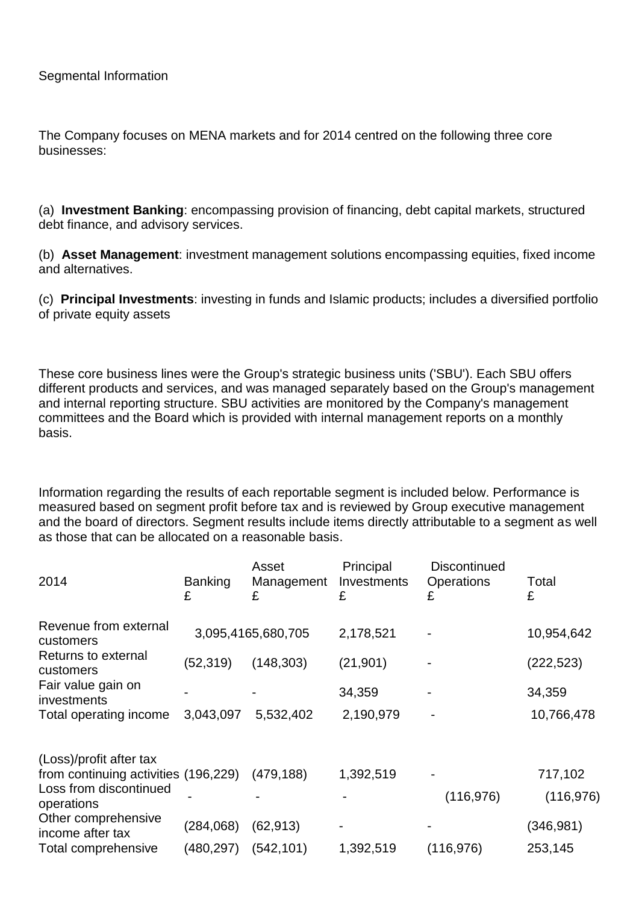Segmental Information

The Company focuses on MENA markets and for 2014 centred on the following three core businesses:

(a) **Investment Banking**: encompassing provision of financing, debt capital markets, structured debt finance, and advisory services.

(b) **Asset Management**: investment management solutions encompassing equities, fixed income and alternatives.

(c) **Principal Investments**: investing in funds and Islamic products; includes a diversified portfolio of private equity assets

These core business lines were the Group's strategic business units ('SBU'). Each SBU offers different products and services, and was managed separately based on the Group's management and internal reporting structure. SBU activities are monitored by the Company's management committees and the Board which is provided with internal management reports on a monthly basis.

Information regarding the results of each reportable segment is included below. Performance is measured based on segment profit before tax and is reviewed by Group executive management and the board of directors. Segment results include items directly attributable to a segment as well as those that can be allocated on a reasonable basis.

| 2014 | Banking £ | Asset Management £ | Principal Investments £ | Discontinued Operations £ | Total £ |
|---|---|---|---|---|---|
| Revenue from external customers | 3,095,416 | 5,680,705 | 2,178,521 | - | 10,954,642 |
| Returns to external customers | (52,319) | (148,303) | (21,901) | - | (222,523) |
| Fair value gain on investments | - | - | 34,359 | - | 34,359 |
| Total operating income | 3,043,097 | 5,532,402 | 2,190,979 | - | 10,766,478 |
| | | | | | |
| (Loss)/profit after tax from continuing activities | (196,229) | (479,188) | 1,392,519 | - | 717,102 |
| Loss from discontinued operations | - | - | - | (116,976) | (116,976) |
| Other comprehensive income after tax | (284,068) | (62,913) | - | - | (346,981) |
| Total comprehensive | (480,297) | (542,101) | 1,392,519 | (116,976) | 253,145 |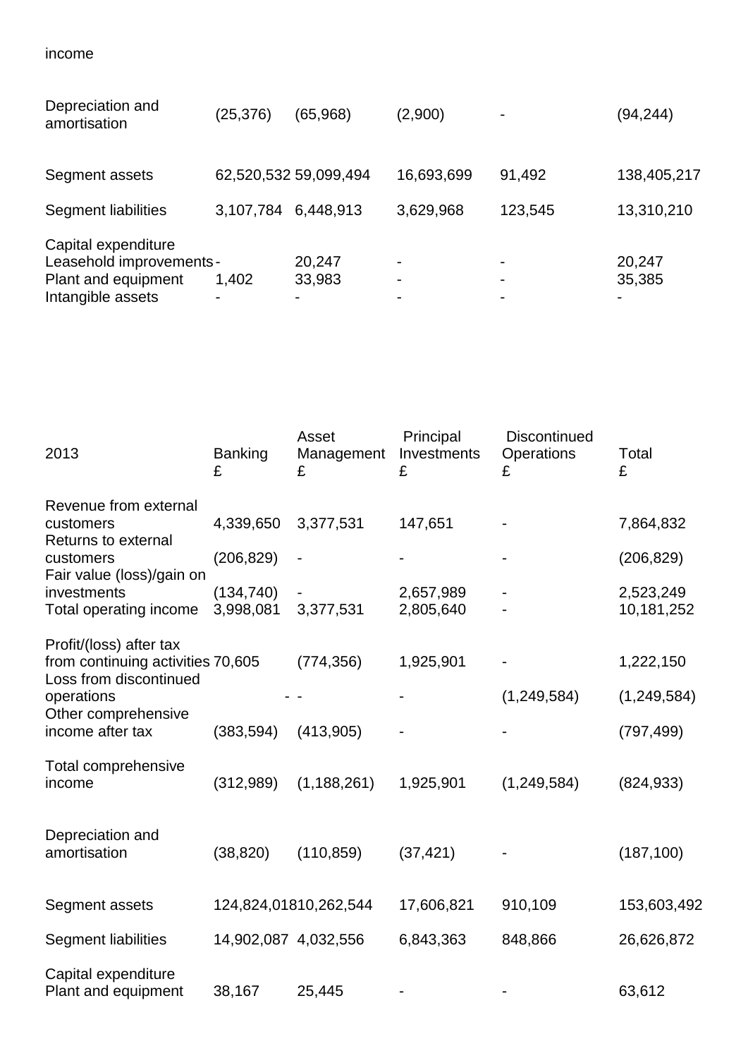income

| | | | | | |
|---|---|---|---|---|---|
| Depreciation and amortisation | (25,376) | (65,968) | (2,900) | - | (94,244) |
| Segment assets | 62,520,532 | 59,099,494 | 16,693,699 | 91,492 | 138,405,217 |
| Segment liabilities | 3,107,784 | 6,448,913 | 3,629,968 | 123,545 | 13,310,210 |
| Capital expenditure | | | | | |
| Leasehold improvements | - | 20,247 | - | - | 20,247 |
| Plant and equipment | 1,402 | 33,983 | - | - | 35,385 |
| Intangible assets | - | - | - | - | - |

| 2013 | Banking £ | Asset Management £ | Principal Investments £ | Discontinued Operations £ | Total £ |
|---|---|---|---|---|---|
| Revenue from external customers | 4,339,650 | 3,377,531 | 147,651 | - | 7,864,832 |
| Returns to external customers | (206,829) | - | - | - | (206,829) |
| Fair value (loss)/gain on investments | (134,740) | - | 2,657,989 | - | 2,523,249 |
| Total operating income | 3,998,081 | 3,377,531 | 2,805,640 | - | 10,181,252 |
| Profit/(loss) after tax from continuing activities | 70,605 | (774,356) | 1,925,901 | - | 1,222,150 |
| Loss from discontinued operations | - | - | - | (1,249,584) | (1,249,584) |
| Other comprehensive income after tax | (383,594) | (413,905) | - | - | (797,499) |
| Total comprehensive income | (312,989) | (1,188,261) | 1,925,901 | (1,249,584) | (824,933) |
| Depreciation and amortisation | (38,820) | (110,859) | (37,421) | - | (187,100) |
| Segment assets | 124,824,018 | 10,262,544 | 17,606,821 | 910,109 | 153,603,492 |
| Segment liabilities | 14,902,087 | 4,032,556 | 6,843,363 | 848,866 | 26,626,872 |
| Capital expenditure | | | | | |
| Plant and equipment | 38,167 | 25,445 | - | - | 63,612 |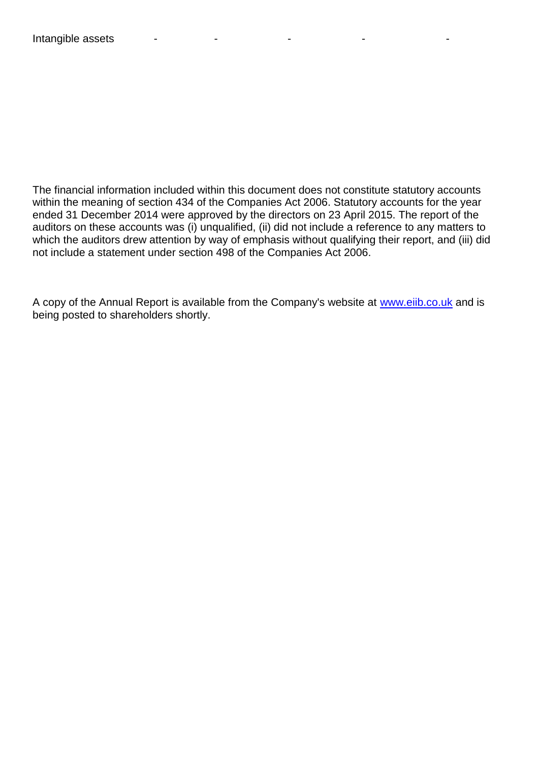| | | | | | |
|---|---|---|---|---|---|
| Intangible assets | - | - | - | - | - |

The financial information included within this document does not constitute statutory accounts within the meaning of section 434 of the Companies Act 2006. Statutory accounts for the year ended 31 December 2014 were approved by the directors on 23 April 2015. The report of the auditors on these accounts was (i) unqualified, (ii) did not include a reference to any matters to which the auditors drew attention by way of emphasis without qualifying their report, and (iii) did not include a statement under section 498 of the Companies Act 2006.

A copy of the Annual Report is available from the Company's website at [www.eiib.co.uk](http://www.eiib.co.uk) and is being posted to shareholders shortly.